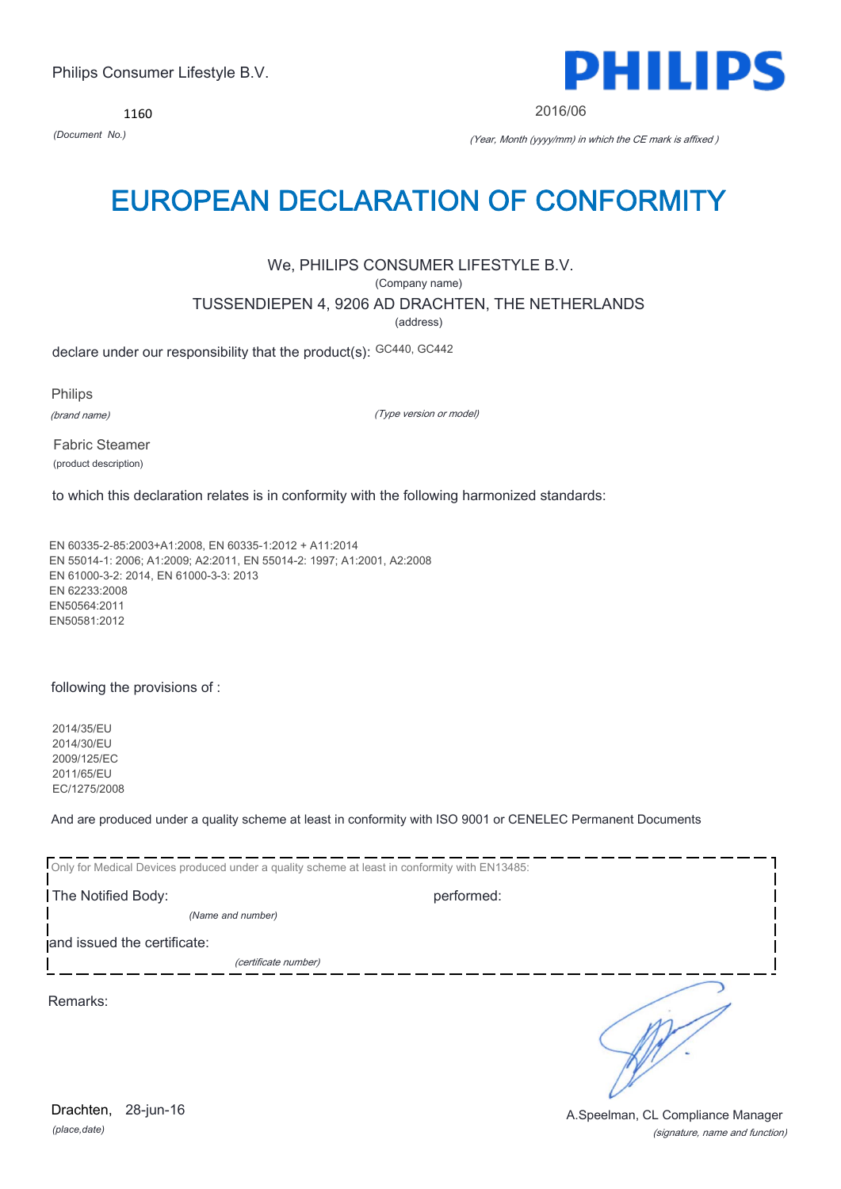Philips Consumer Lifestyle B.V.

**PHILIPS**

1160

*(Document No.)*

2016/06

*(Year, Month (yyyy/mm) in which the CE mark is affixed )*

# EUROPEAN DECLARATION OF CONFORMITY

We, PHILIPS CONSUMER LIFESTYLE B.V.

(Company name)

TUSSENDIEPEN 4, 9206 AD DRACHTEN, THE NETHERLANDS

(address)

declare under our responsibility that the product(s): GC440, GC442

Philips

*(brand name)*

*(Type version or model)*

Fabric Steamer

(product description)

to which this declaration relates is in conformity with the following harmonized standards:

EN 60335-2-85:2003+A1:2008, EN 60335-1:2012 + A11:2014
EN 55014-1: 2006; A1:2009; A2:2011, EN 55014-2: 1997; A1:2001, A2:2008
EN 61000-3-2: 2014, EN 61000-3-3: 2013
EN 62233:2008
EN50564:2011
EN50581:2012

following the provisions of :

2014/35/EU
2014/30/EU
2009/125/EC
2011/65/EU
EC/1275/2008

And are produced under a quality scheme at least in conformity with ISO 9001 or CENELEC Permanent Documents

Only for Medical Devices produced under a quality scheme at least in conformity with EN13485:

The Notified Body: performed:

*(Name and number)*

and issued the certificate:

*(certificate number)*

Remarks:

Drachten, 28-jun-16

*(place,date)*

A.Speelman, CL Compliance Manager

*(signature, name and function)*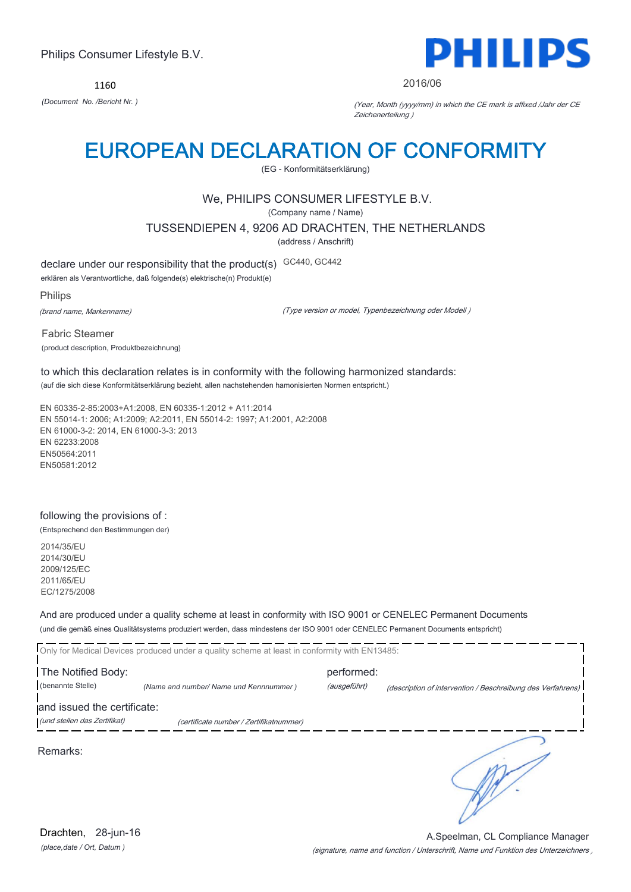Philips Consumer Lifestyle B.V.

1160

*(Document No. /Bericht Nr. )*

**PHILIPS**

2016/06

*(Year, Month (yyyy/mm) in which the CE mark is affixed /Jahr der CE Zeichenerteilung )*

# EUROPEAN DECLARATION OF CONFORMITY

(EG - Konformitätserklärung)

We, PHILIPS CONSUMER LIFESTYLE B.V.

(Company name / Name)

TUSSENDIEPEN 4, 9206 AD DRACHTEN, THE NETHERLANDS

(address / Anschrift)

declare under our responsibility that the product(s) GC440, GC442

erklären als Verantwortliche, daß folgende(s) elektrische(n) Produkt(e)

Philips

*(brand name, Markenname)*

*(Type version or model, Typenbezeichnung oder Modell )*

Fabric Steamer

(product description, Produktbezeichnung)

to which this declaration relates is in conformity with the following harmonized standards:

(auf die sich diese Konformitätserklärung bezieht, allen nachstehenden hamonisierten Normen entspricht.)

EN 60335-2-85:2003+A1:2008, EN 60335-1:2012 + A11:2014
EN 55014-1: 2006; A1:2009; A2:2011, EN 55014-2: 1997; A1:2001, A2:2008
EN 61000-3-2: 2014, EN 61000-3-3: 2013
EN 62233:2008
EN50564:2011
EN50581:2012

following the provisions of :

(Entsprechend den Bestimmungen der)

2014/35/EU
2014/30/EU
2009/125/EC
2011/65/EU
EC/1275/2008

And are produced under a quality scheme at least in conformity with ISO 9001 or CENELEC Permanent Documents

(und die gemäß eines Qualitätsystems produziert werden, dass mindestens der ISO 9001 oder CENELEC Permanent Documents entspricht)

Only for Medical Devices produced under a quality scheme at least in conformity with EN13485:

The Notified Body: (benannte Stelle) *(Name and number/ Name und Kennnummer )* performed: *(ausgeführt)* *(description of intervention / Beschreibung des Verfahrens)*

and issued the certificate: *(und stellen das Zertifikat)* *(certificate number / Zertifikatnummer)*

Remarks:

Drachten, 28-jun-16

*(place,date / Ort, Datum )*

A.Speelman, CL Compliance Manager

*(signature, name and function / Unterschrift, Name und Funktion des Unterzeichners ,*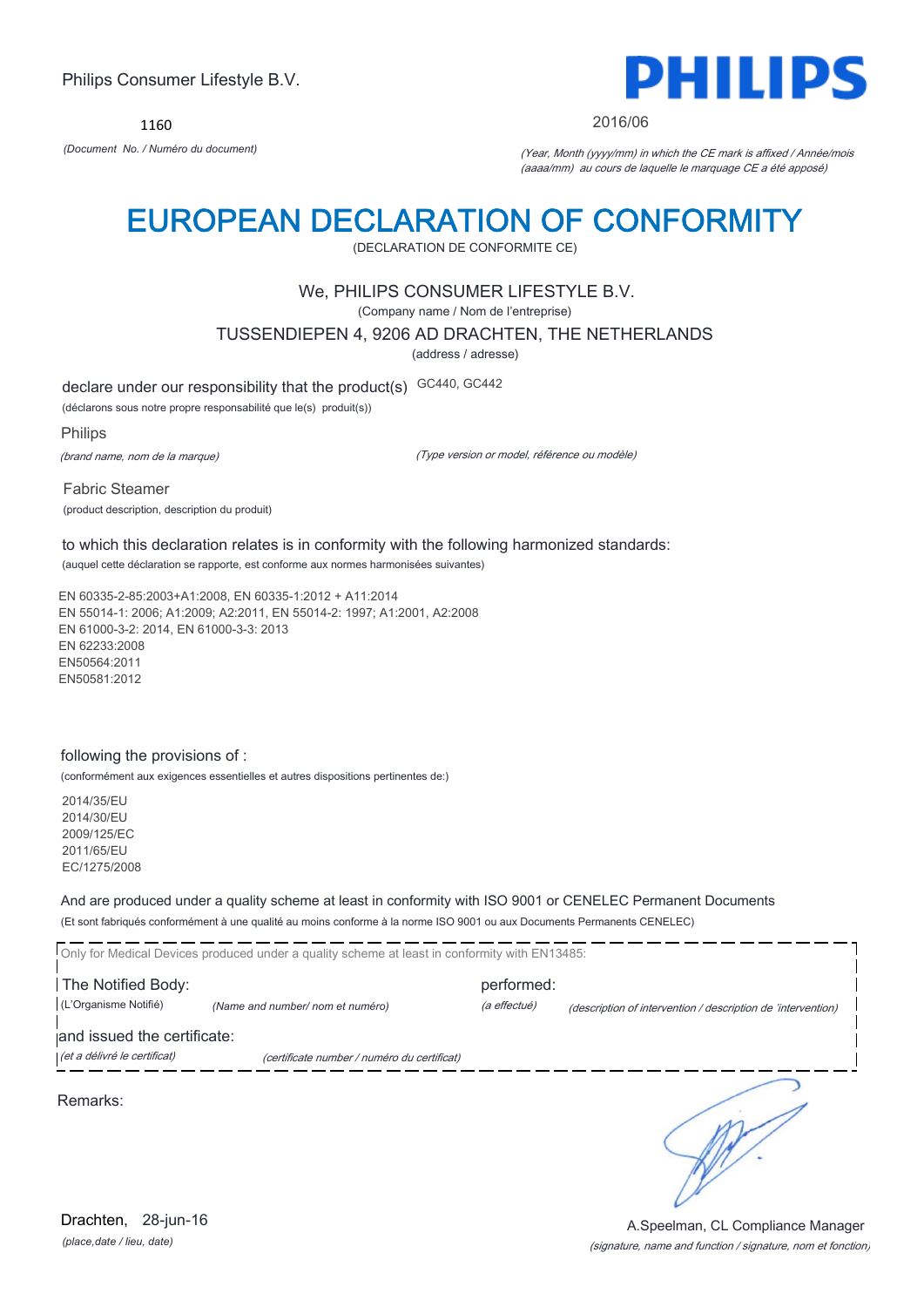Philips Consumer Lifestyle B.V.

1160

*(Document No. / Numéro du document)*

2016/06

*(Year, Month (yyyy/mm) in which the CE mark is affixed / Année/mois (aaaa/mm) au cours de laquelle le marquage CE a été apposé)*

# EUROPEAN DECLARATION OF CONFORMITY

(DECLARATION DE CONFORMITE CE)

We, PHILIPS CONSUMER LIFESTYLE B.V.

(Company name / Nom de l'entreprise)

TUSSENDIEPEN 4, 9206 AD DRACHTEN, THE NETHERLANDS

(address / adresse)

declare under our responsibility that the product(s) GC440, GC442

(déclarons sous notre propre responsabilité que le(s) produit(s))

Philips

*(brand name, nom de la marque)*

*(Type version or model, référence ou modèle)*

Fabric Steamer

(product description, description du produit)

to which this declaration relates is in conformity with the following harmonized standards:

(auquel cette déclaration se rapporte, est conforme aux normes harmonisées suivantes)

EN 60335-2-85:2003+A1:2008, EN 60335-1:2012 + A11:2014
EN 55014-1: 2006; A1:2009; A2:2011, EN 55014-2: 1997; A1:2001, A2:2008
EN 61000-3-2: 2014, EN 61000-3-3: 2013
EN 62233:2008
EN50564:2011
EN50581:2012

following the provisions of :

(conformément aux exigences essentielles et autres dispositions pertinentes de:)

2014/35/EU
2014/30/EU
2009/125/EC
2011/65/EU
EC/1275/2008

And are produced under a quality scheme at least in conformity with ISO 9001 or CENELEC Permanent Documents

(Et sont fabriqués conformément à une qualité au moins conforme à la norme ISO 9001 ou aux Documents Permanents CENELEC)

Only for Medical Devices produced under a quality scheme at least in conformity with EN13485:

The Notified Body: (L'Organisme Notifié) *(Name and number/ nom et numéro)*

performed: *(a effectué)* *(description of intervention / description de 'intervention)*

and issued the certificate: *(et a délivré le certificat)* *(certificate number / numéro du certificat)*

Remarks:

Drachten, 28-jun-16

*(place,date / lieu, date)*

A.Speelman, CL Compliance Manager

*(signature, name and function / signature, nom et fonction)*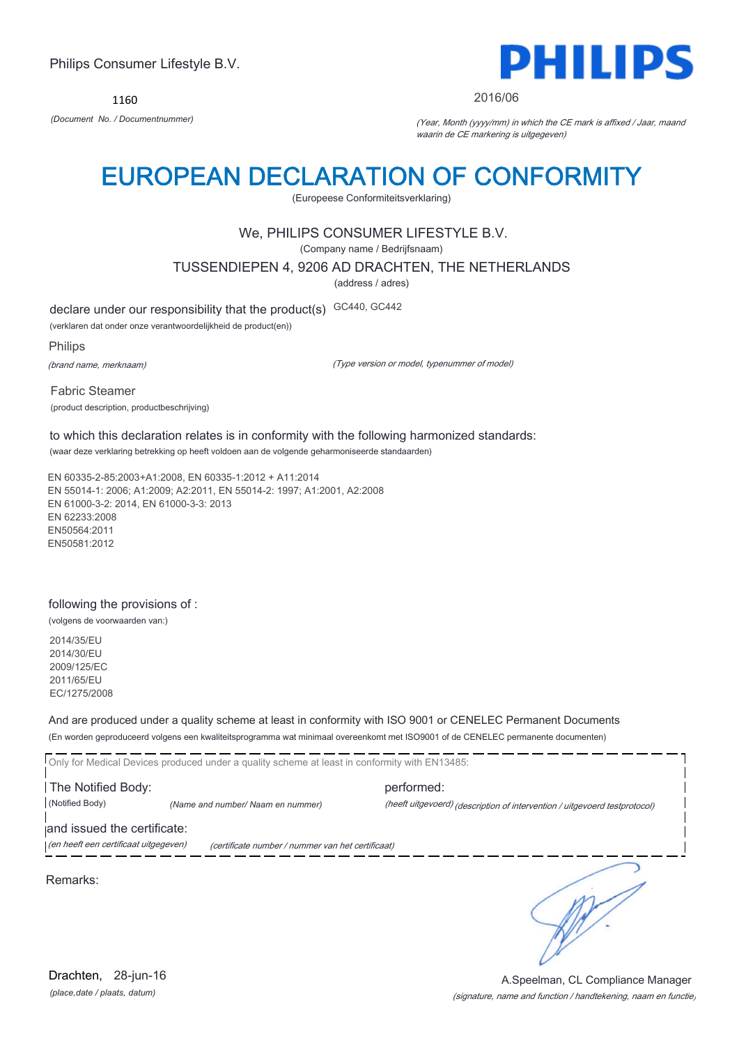Philips Consumer Lifestyle B.V.

**PHILIPS**

1160

*(Document No. / Documentnummer)*

2016/06

*(Year, Month (yyyy/mm) in which the CE mark is affixed / Jaar, maand waarin de CE markering is uitgegeven)*

# EUROPEAN DECLARATION OF CONFORMITY

(Europeese Conformiteitsverklaring)

We, PHILIPS CONSUMER LIFESTYLE B.V.

(Company name / Bedrijfsnaam)

TUSSENDIEPEN 4, 9206 AD DRACHTEN, THE NETHERLANDS

(address / adres)

declare under our responsibility that the product(s) GC440, GC442

(verklaren dat onder onze verantwoordelijkheid de product(en))

Philips

*(brand name, merknaam)*

*(Type version or model, typenummer of model)*

Fabric Steamer

(product description, productbeschrijving)

to which this declaration relates is in conformity with the following harmonized standards:

(waar deze verklaring betrekking op heeft voldoen aan de volgende geharmoniseerde standaarden)

EN 60335-2-85:2003+A1:2008, EN 60335-1:2012 + A11:2014
EN 55014-1: 2006; A1:2009; A2:2011, EN 55014-2: 1997; A1:2001, A2:2008
EN 61000-3-2: 2014, EN 61000-3-3: 2013
EN 62233:2008
EN50564:2011
EN50581:2012

following the provisions of :

(volgens de voorwaarden van:)

2014/35/EU
2014/30/EU
2009/125/EC
2011/65/EU
EC/1275/2008

And are produced under a quality scheme at least in conformity with ISO 9001 or CENELEC Permanent Documents

(En worden geproduceerd volgens een kwaliteitsprogramma wat minimaal overeenkomt met ISO9001 of de CENELEC permanente documenten)

Only for Medical Devices produced under a quality scheme at least in conformity with EN13485:

The Notified Body: performed:

(Notified Body) *(Name and number/ Naam en nummer)* *(heeft uitgevoerd) (description of intervention / uitgevoerd testprotocol)*

and issued the certificate:

*(en heeft een certificaat uitgegeven)* *(certificate number / nummer van het certificaat)*

Remarks:

Drachten, 28-jun-16

*(place,date / plaats, datum)*

A.Speelman, CL Compliance Manager

*(signature, name and function / handtekening, naam en functie)*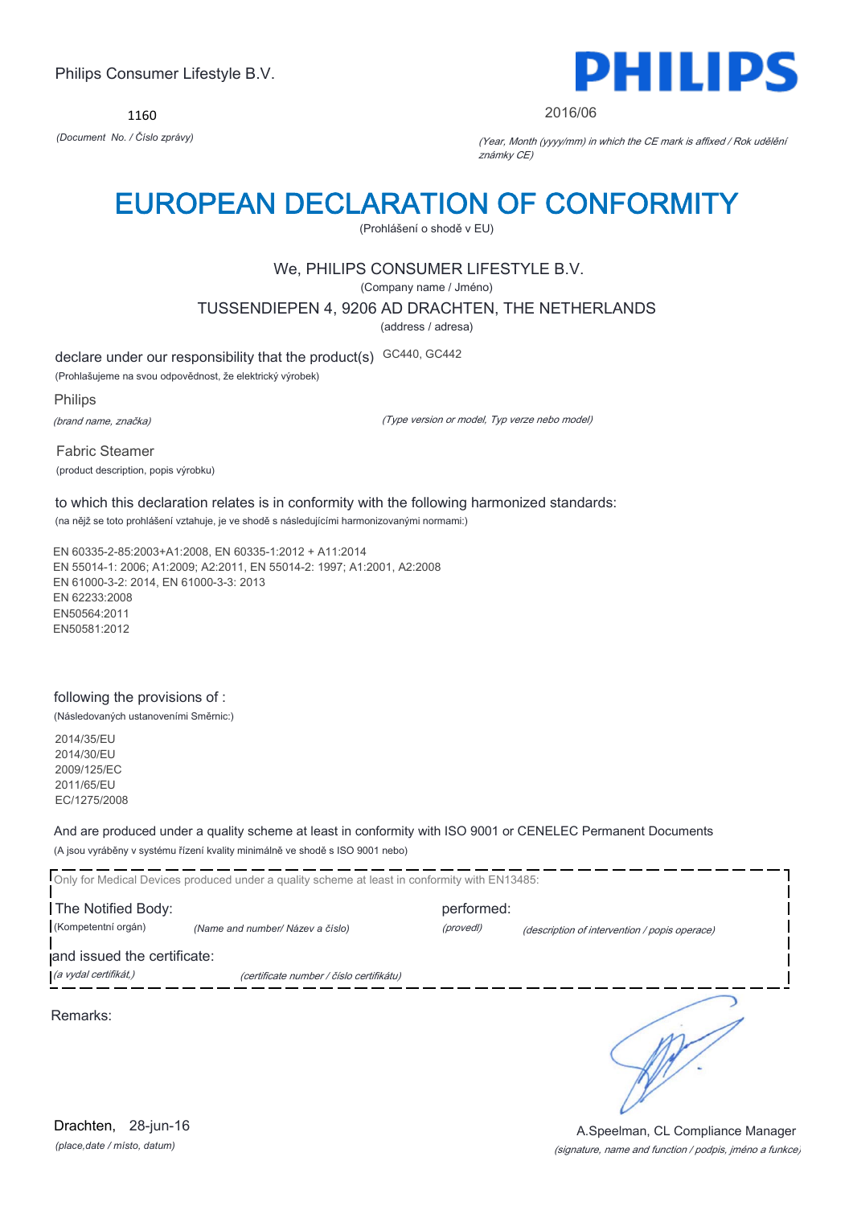Philips Consumer Lifestyle B.V.

**PHILIPS**

1160

*(Document No. / Číslo zprávy)*

2016/06

*(Year, Month (yyyy/mm) in which the CE mark is affixed / Rok udělění známky CE)*

# EUROPEAN DECLARATION OF CONFORMITY

(Prohlášení o shodě v EU)

We, PHILIPS CONSUMER LIFESTYLE B.V.

(Company name / Jméno)

TUSSENDIEPEN 4, 9206 AD DRACHTEN, THE NETHERLANDS

(address / adresa)

declare under our responsibility that the product(s) GC440, GC442

(Prohlašujeme na svou odpovědnost, že elektrický výrobek)

Philips

*(brand name, značka)*

*(Type version or model, Typ verze nebo model)*

Fabric Steamer

(product description, popis výrobku)

to which this declaration relates is in conformity with the following harmonized standards:

(na nějž se toto prohlášení vztahuje, je ve shodě s následujícími harmonizovanými normami:)

EN 60335-2-85:2003+A1:2008, EN 60335-1:2012 + A11:2014
EN 55014-1: 2006; A1:2009; A2:2011, EN 55014-2: 1997; A1:2001, A2:2008
EN 61000-3-2: 2014, EN 61000-3-3: 2013
EN 62233:2008
EN50564:2011
EN50581:2012

following the provisions of :

(Následovaných ustanoveními Směrnic:)

2014/35/EU
2014/30/EU
2009/125/EC
2011/65/EU
EC/1275/2008

And are produced under a quality scheme at least in conformity with ISO 9001 or CENELEC Permanent Documents

(A jsou vyráběny v systému řízení kvality minimálně ve shodě s ISO 9001 nebo)

Only for Medical Devices produced under a quality scheme at least in conformity with EN13485:

The Notified Body: performed:

(Kompetentní orgán) *(Name and number/ Název a číslo)* *(provedl)* *(description of intervention / popis operace)*

and issued the certificate:

*(a vydal certifikát,)* *(certificate number / číslo certifikátu)*

Remarks:

Drachten, 28-jun-16

*(place,date / místo, datum)*

A.Speelman, CL Compliance Manager

*(signature, name and function / podpis, jméno a funkce)*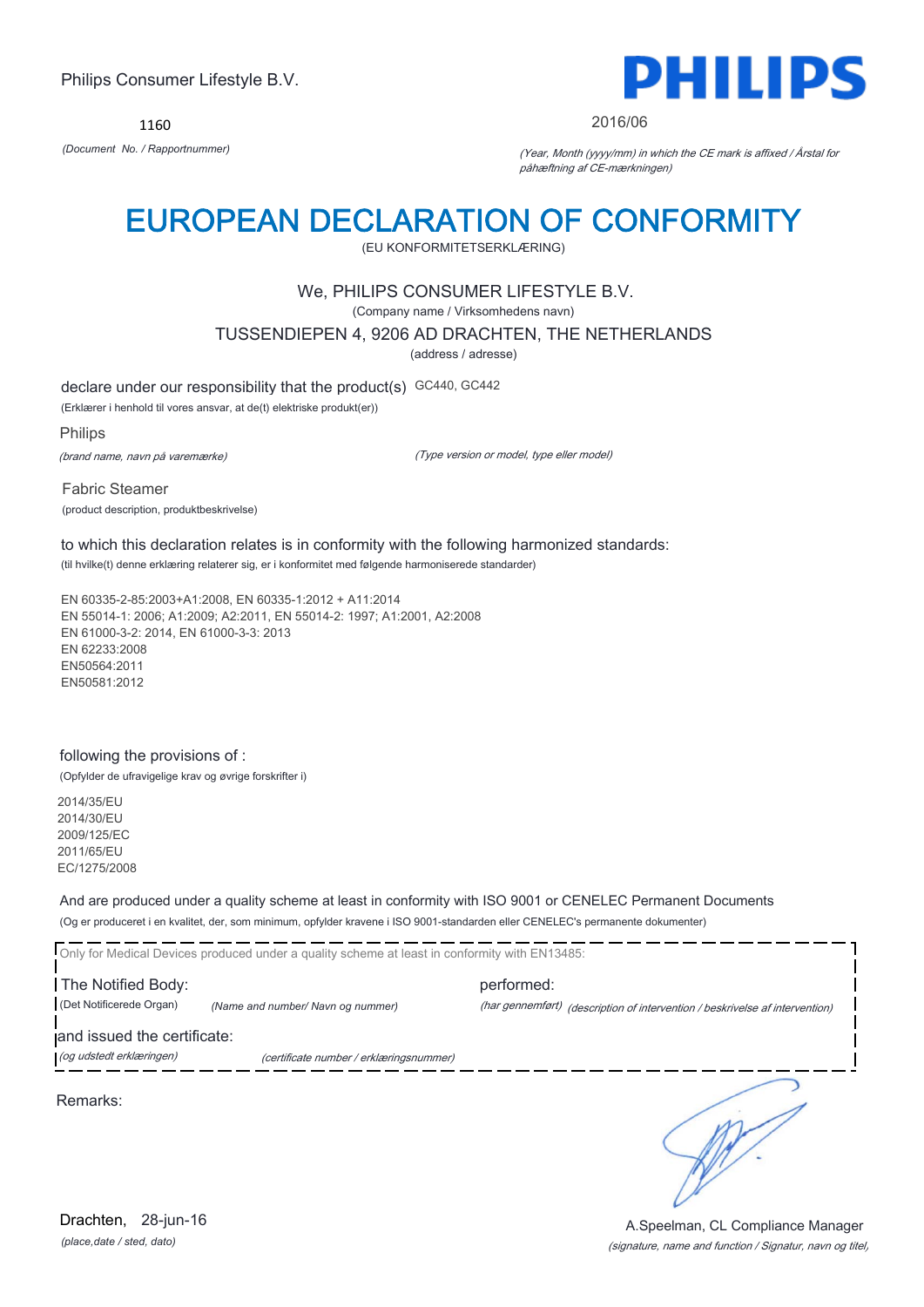Philips Consumer Lifestyle B.V.

**PHILIPS**

1160

*(Document No. / Rapportnummer)*

2016/06

*(Year, Month (yyyy/mm) in which the CE mark is affixed / Årstal for påhæftning af CE-mærkningen)*

# EUROPEAN DECLARATION OF CONFORMITY

(EU KONFORMITETSERKLÆRING)

We, PHILIPS CONSUMER LIFESTYLE B.V.

(Company name / Virksomhedens navn)

TUSSENDIEPEN 4, 9206 AD DRACHTEN, THE NETHERLANDS

(address / adresse)

declare under our responsibility that the product(s) GC440, GC442

(Erklærer i henhold til vores ansvar, at de(t) elektriske produkt(er))

Philips

*(brand name, navn på varemærke)*

*(Type version or model, type eller model)*

Fabric Steamer

(product description, produktbeskrivelse)

to which this declaration relates is in conformity with the following harmonized standards:

(til hvilke(t) denne erklæring relaterer sig, er i konformitet med følgende harmoniserede standarder)

EN 60335-2-85:2003+A1:2008, EN 60335-1:2012 + A11:2014
EN 55014-1: 2006; A1:2009; A2:2011, EN 55014-2: 1997; A1:2001, A2:2008
EN 61000-3-2: 2014, EN 61000-3-3: 2013
EN 62233:2008
EN50564:2011
EN50581:2012

following the provisions of :

(Opfylder de ufravigelige krav og øvrige forskrifter i)

2014/35/EU
2014/30/EU
2009/125/EC
2011/65/EU
EC/1275/2008

And are produced under a quality scheme at least in conformity with ISO 9001 or CENELEC Permanent Documents

(Og er produceret i en kvalitet, der, som minimum, opfylder kravene i ISO 9001-standarden eller CENELEC's permanente dokumenter)

Only for Medical Devices produced under a quality scheme at least in conformity with EN13485:

The Notified Body: performed:

(Det Notificerede Organ) *(Name and number/ Navn og nummer)* *(har gennemført)* *(description of intervention / beskrivelse af intervention)*

and issued the certificate:

*(og udstedt erklæringen)* *(certificate number / erklæringsnummer)*

Remarks:

Drachten, 28-jun-16

*(place,date / sted, dato)*

A.Speelman, CL Compliance Manager

*(signature, name and function / Signatur, navn og titel,*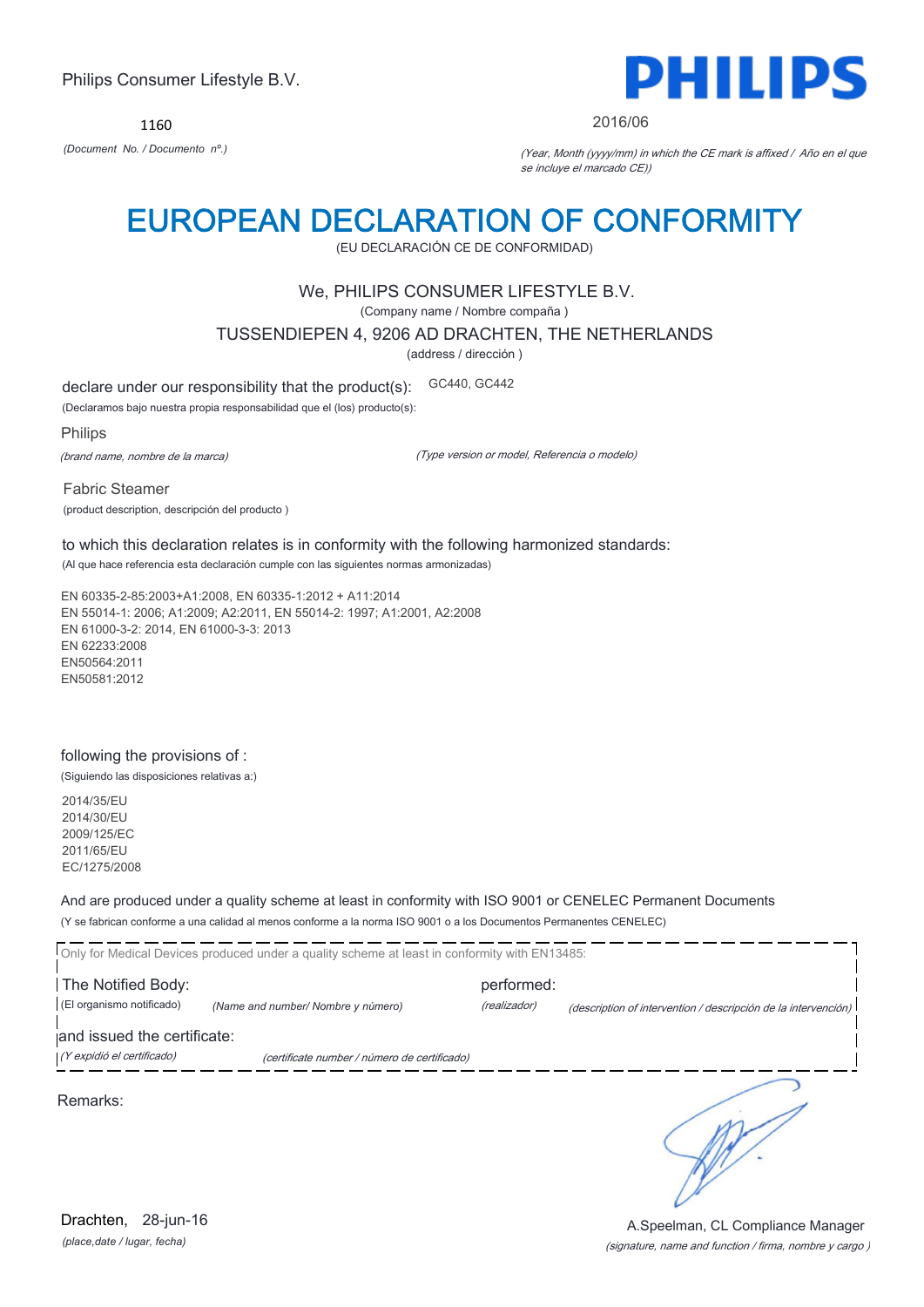Philips Consumer Lifestyle B.V.

1160

*(Document No. / Documento nº.)*

2016/06

*(Year, Month (yyyy/mm) in which the CE mark is affixed / Año en el que se incluye el marcado CE))*

# EUROPEAN DECLARATION OF CONFORMITY

(EU DECLARACIÓN CE DE CONFORMIDAD)

We, PHILIPS CONSUMER LIFESTYLE B.V.

(Company name / Nombre compaña )

TUSSENDIEPEN 4, 9206 AD DRACHTEN, THE NETHERLANDS

(address / dirección )

declare under our responsibility that the product(s): GC440, GC442

(Declaramos bajo nuestra propia responsabilidad que el (los) producto(s):

Philips

*(brand name, nombre de la marca)* *(Type version or model, Referencia o modelo)*

Fabric Steamer

(product description, descripción del producto )

to which this declaration relates is in conformity with the following harmonized standards:

(Al que hace referencia esta declaración cumple con las siguientes normas armonizadas)

EN 60335-2-85:2003+A1:2008, EN 60335-1:2012 + A11:2014
EN 55014-1: 2006; A1:2009; A2:2011, EN 55014-2: 1997; A1:2001, A2:2008
EN 61000-3-2: 2014, EN 61000-3-3: 2013
EN 62233:2008
EN50564:2011
EN50581:2012

following the provisions of :

(Siguiendo las disposiciones relativas a:)

2014/35/EU
2014/30/EU
2009/125/EC
2011/65/EU
EC/1275/2008

And are produced under a quality scheme at least in conformity with ISO 9001 or CENELEC Permanent Documents

(Y se fabrican conforme a una calidad al menos conforme a la norma ISO 9001 o a los Documentos Permanentes CENELEC)

Only for Medical Devices produced under a quality scheme at least in conformity with EN13485:

The Notified Body: performed:

(El organismo notificado) *(Name and number/ Nombre y número)* *(realizador)* *(description of intervention / descripción de la intervención)*

and issued the certificate:

*(Y expidió el certificado)* *(certificate number / número de certificado)*

Remarks:

Drachten, 28-jun-16

*(place,date / lugar, fecha)*

A.Speelman, CL Compliance Manager

*(signature, name and function / firma, nombre y cargo )*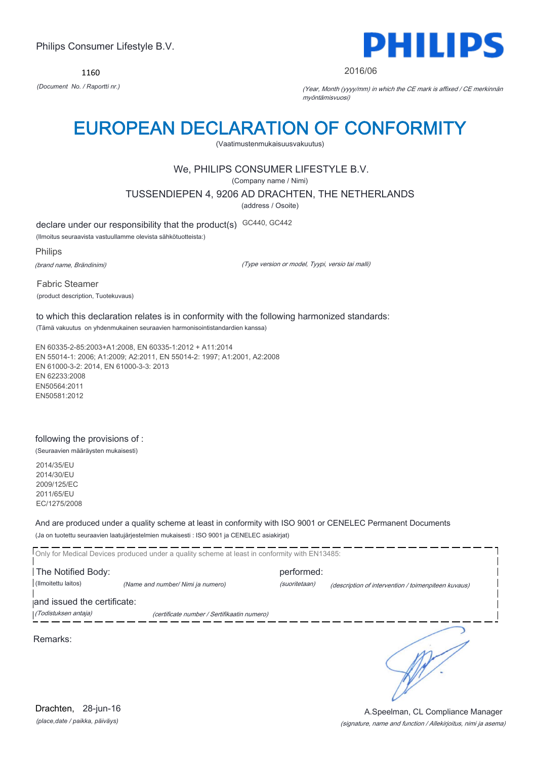Philips Consumer Lifestyle B.V.

**PHILIPS**

1160

*(Document No. / Raportti nr.)*

2016/06

*(Year, Month (yyyy/mm) in which the CE mark is affixed / CE merkinnän myöntämisvuosi)*

# EUROPEAN DECLARATION OF CONFORMITY

(Vaatimustenmukaisuusvakuutus)

We, PHILIPS CONSUMER LIFESTYLE B.V.

(Company name / Nimi)

TUSSENDIEPEN 4, 9206 AD DRACHTEN, THE NETHERLANDS

(address / Osoite)

declare under our responsibility that the product(s) GC440, GC442

(Ilmoitus seuraavista vastuullamme olevista sähkötuotteista:)

Philips

*(brand name, Brändinimi)*

*(Type version or model, Tyypi, versio tai malli)*

Fabric Steamer

(product description, Tuotekuvaus)

to which this declaration relates is in conformity with the following harmonized standards:

(Tämä vakuutus on yhdenmukainen seuraavien harmonisointistandardien kanssa)

EN 60335-2-85:2003+A1:2008, EN 60335-1:2012 + A11:2014
EN 55014-1: 2006; A1:2009; A2:2011, EN 55014-2: 1997; A1:2001, A2:2008
EN 61000-3-2: 2014, EN 61000-3-3: 2013
EN 62233:2008
EN50564:2011
EN50581:2012

following the provisions of :

(Seuraavien määräysten mukaisesti)

2014/35/EU
2014/30/EU
2009/125/EC
2011/65/EU
EC/1275/2008

And are produced under a quality scheme at least in conformity with ISO 9001 or CENELEC Permanent Documents

(Ja on tuotettu seuraavien laatujärjestelmien mukaisesti : ISO 9001 ja CENELEC asiakirjat)

Only for Medical Devices produced under a quality scheme at least in conformity with EN13485:

The Notified Body: (Ilmoitettu laitos) *(Name and number/ Nimi ja numero)* performed: *(suoritetaan)* *(description of intervention / toimenpiteen kuvaus)*

and issued the certificate: *(Todistuksen antaja)* *(certificate number / Sertifikaatin numero)*

Remarks:

Drachten, 28-jun-16

*(place,date / paikka, päiväys)*

A.Speelman, CL Compliance Manager

*(signature, name and function / Allekirjoitus, nimi ja asema)*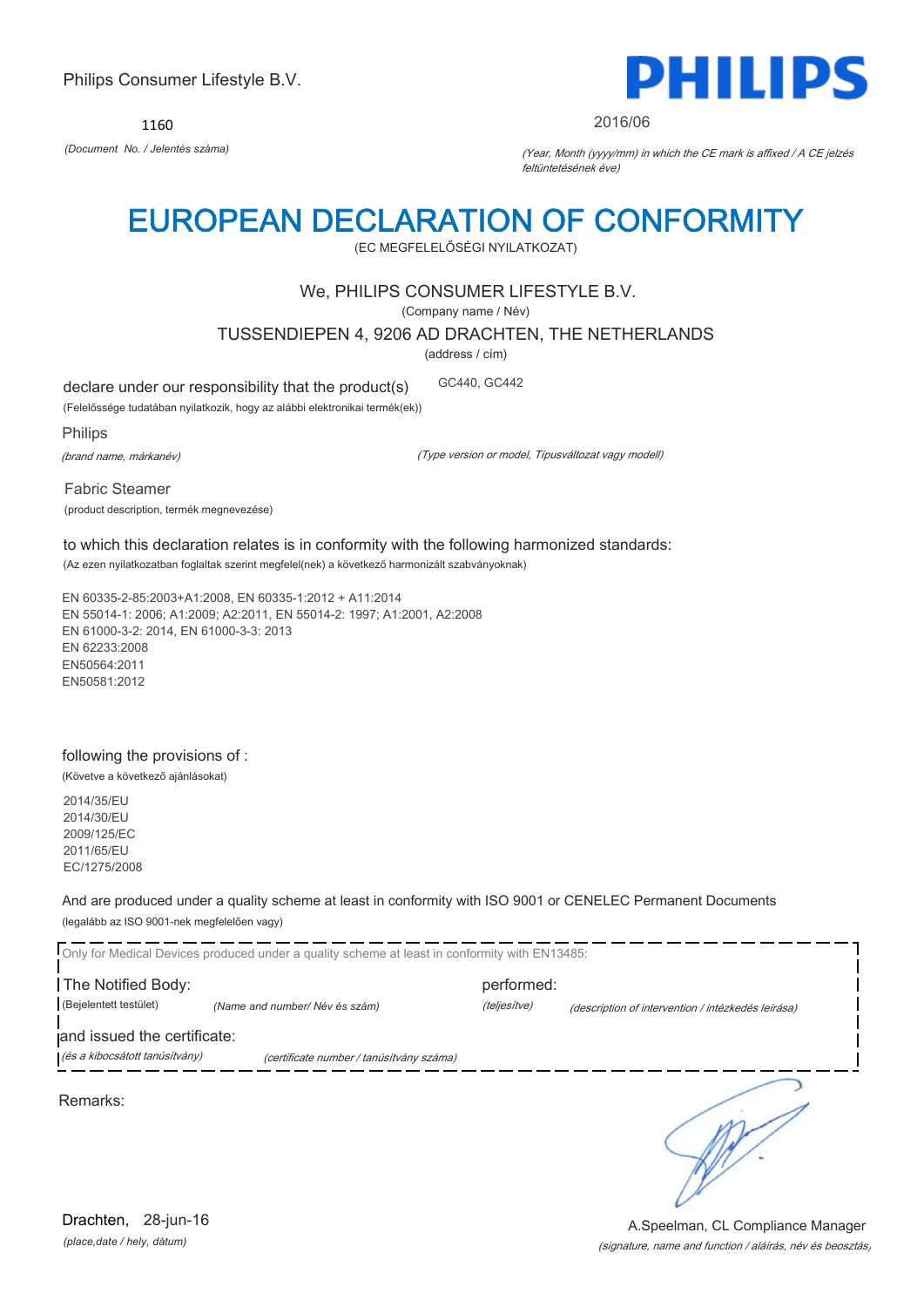Philips Consumer Lifestyle B.V.

1160

*(Document No. / Jelentés száma)*

2016/06

*(Year, Month (yyyy/mm) in which the CE mark is affixed / A CE jelzés feltüntetésének éve)*

# EUROPEAN DECLARATION OF CONFORMITY

(EC MEGFELELŐSÉGI NYILATKOZAT)

We, PHILIPS CONSUMER LIFESTYLE B.V.

(Company name / Név)

TUSSENDIEPEN 4, 9206 AD DRACHTEN, THE NETHERLANDS

(address / cím)

declare under our responsibility that the product(s) GC440, GC442

(Felelőssége tudatában nyilatkozik, hogy az alábbi elektronikai termék(ek))

Philips

*(brand name, márkanév)*

*(Type version or model, Típusváltozat vagy modell)*

Fabric Steamer

(product description, termék megnevezése)

to which this declaration relates is in conformity with the following harmonized standards:

(Az ezen nyilatkozatban foglaltak szerint megfelel(nek) a következő harmonizált szabványoknak)

EN 60335-2-85:2003+A1:2008, EN 60335-1:2012 + A11:2014
EN 55014-1: 2006; A1:2009; A2:2011, EN 55014-2: 1997; A1:2001, A2:2008
EN 61000-3-2: 2014, EN 61000-3-3: 2013
EN 62233:2008
EN50564:2011
EN50581:2012

following the provisions of :

(Követve a következő ajánlásokat)

2014/35/EU
2014/30/EU
2009/125/EC
2011/65/EU
EC/1275/2008

And are produced under a quality scheme at least in conformity with ISO 9001 or CENELEC Permanent Documents

(legalább az ISO 9001-nek megfelelően vagy)

Only for Medical Devices produced under a quality scheme at least in conformity with EN13485:

The Notified Body: performed:

(Bejelentett testület) *(Name and number/ Név és szám)* *(teljesítve)* *(description of intervention / intézkedés leírása)*

and issued the certificate:

*(és a kibocsátott tanúsítvány)* *(certificate number / tanúsítvány száma)*

Remarks:

Drachten, 28-jun-16

*(place,date / hely, dátum)*

A.Speelman, CL Compliance Manager

*(signature, name and function / aláírás, név és beosztás)*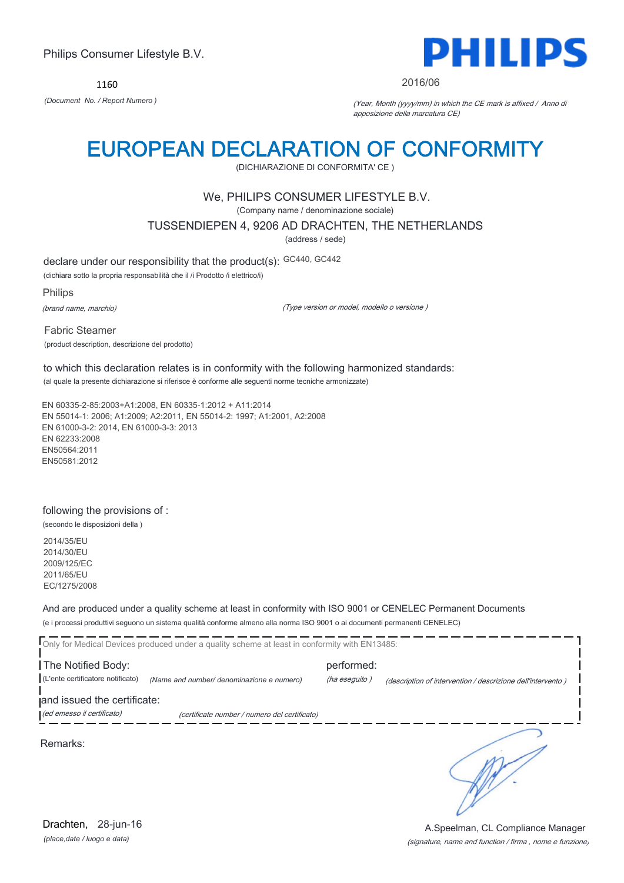Philips Consumer Lifestyle B.V.

**PHILIPS**

1160

*(Document No. / Report Numero )*

2016/06

*(Year, Month (yyyy/mm) in which the CE mark is affixed / Anno di apposizione della marcatura CE)*

# EUROPEAN DECLARATION OF CONFORMITY

(DICHIARAZIONE DI CONFORMITA' CE )

We, PHILIPS CONSUMER LIFESTYLE B.V.

(Company name / denominazione sociale)

TUSSENDIEPEN 4, 9206 AD DRACHTEN, THE NETHERLANDS

(address / sede)

declare under our responsibility that the product(s): GC440, GC442

(dichiara sotto la propria responsabilità che il /i Prodotto /i elettrico/i)

Philips

*(brand name, marchio)*

*(Type version or model, modello o versione )*

Fabric Steamer

(product description, descrizione del prodotto)

to which this declaration relates is in conformity with the following harmonized standards:

(al quale la presente dichiarazione si riferisce è conforme alle seguenti norme tecniche armonizzate)

EN 60335-2-85:2003+A1:2008, EN 60335-1:2012 + A11:2014
EN 55014-1: 2006; A1:2009; A2:2011, EN 55014-2: 1997; A1:2001, A2:2008
EN 61000-3-2: 2014, EN 61000-3-3: 2013
EN 62233:2008
EN50564:2011
EN50581:2012

following the provisions of :

(secondo le disposizioni della )

2014/35/EU
2014/30/EU
2009/125/EC
2011/65/EU
EC/1275/2008

And are produced under a quality scheme at least in conformity with ISO 9001 or CENELEC Permanent Documents

(e i processi produttivi seguono un sistema qualità conforme almeno alla norma ISO 9001 o ai documenti permanenti CENELEC)

Only for Medical Devices produced under a quality scheme at least in conformity with EN13485:

The Notified Body: performed:

(L'ente certificatore notificato) *(Name and number/ denominazione e numero)* *(ha eseguito )* *(description of intervention / descrizione dell'intervento )*

and issued the certificate:

*(ed emesso il certificato)* *(certificate number / numero del certificato)*

Remarks:

Drachten, 28-jun-16

*(place,date / luogo e data)*

A.Speelman, CL Compliance Manager

*(signature, name and function / firma , nome e funzione)*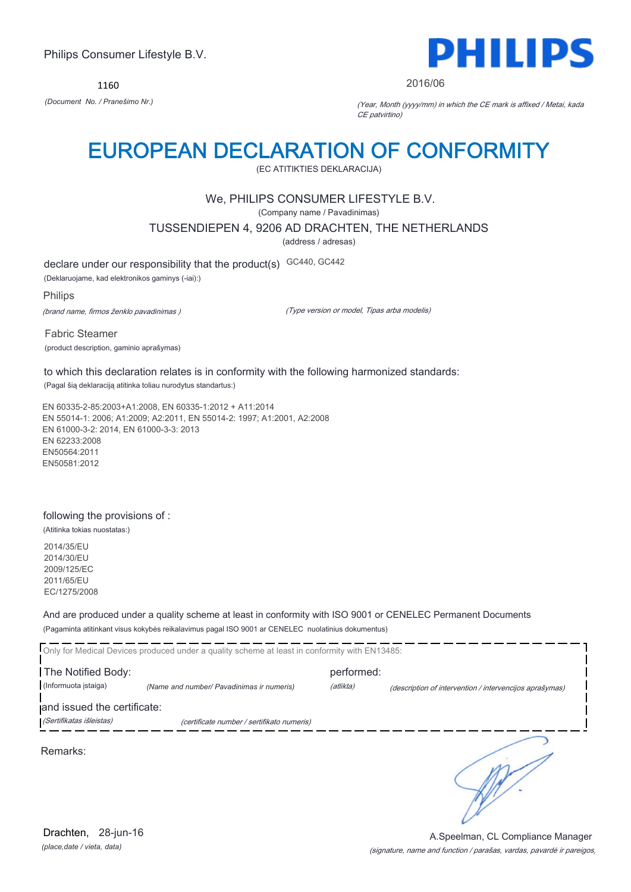Philips Consumer Lifestyle B.V.

**PHILIPS**

1160

*(Document No. / Pranešimo Nr.)*

2016/06

*(Year, Month (yyyy/mm) in which the CE mark is affixed / Metai, kada CE patvirtino)*

# EUROPEAN DECLARATION OF CONFORMITY

(EC ATITIKTIES DEKLARACIJA)

We, PHILIPS CONSUMER LIFESTYLE B.V.

(Company name / Pavadinimas)

TUSSENDIEPEN 4, 9206 AD DRACHTEN, THE NETHERLANDS

(address / adresas)

declare under our responsibility that the product(s) GC440, GC442

(Deklaruojame, kad elektronikos gaminys (-iai):)

Philips

*(brand name, firmos ženklo pavadinimas )* *(Type version or model, Tipas arba modelis)*

Fabric Steamer

(product description, gaminio aprašymas)

to which this declaration relates is in conformity with the following harmonized standards:

(Pagal šią deklaraciją atitinka toliau nurodytus standartus:)

EN 60335-2-85:2003+A1:2008, EN 60335-1:2012 + A11:2014
EN 55014-1: 2006; A1:2009; A2:2011, EN 55014-2: 1997; A1:2001, A2:2008
EN 61000-3-2: 2014, EN 61000-3-3: 2013
EN 62233:2008
EN50564:2011
EN50581:2012

following the provisions of :

(Atitinka tokias nuostatas:)

2014/35/EU
2014/30/EU
2009/125/EC
2011/65/EU
EC/1275/2008

And are produced under a quality scheme at least in conformity with ISO 9001 or CENELEC Permanent Documents

(Pagaminta atitinkant visus kokybės reikalavimus pagal ISO 9001 ar CENELEC nuolatinius dokumentus)

Only for Medical Devices produced under a quality scheme at least in conformity with EN13485:

The Notified Body: performed:

(Informuota įstaiga) *(Name and number/ Pavadinimas ir numeris)* *(atlikta)* *(description of intervention / intervencijos aprašymas)*

and issued the certificate:

*(Sertifikatas išleistas)* *(certificate number / sertifikato numeris)*

Remarks:

Drachten, 28-jun-16

*(place,date / vieta, data)*

A.Speelman, CL Compliance Manager

*(signature, name and function / parašas, vardas, pavardė ir pareigos,*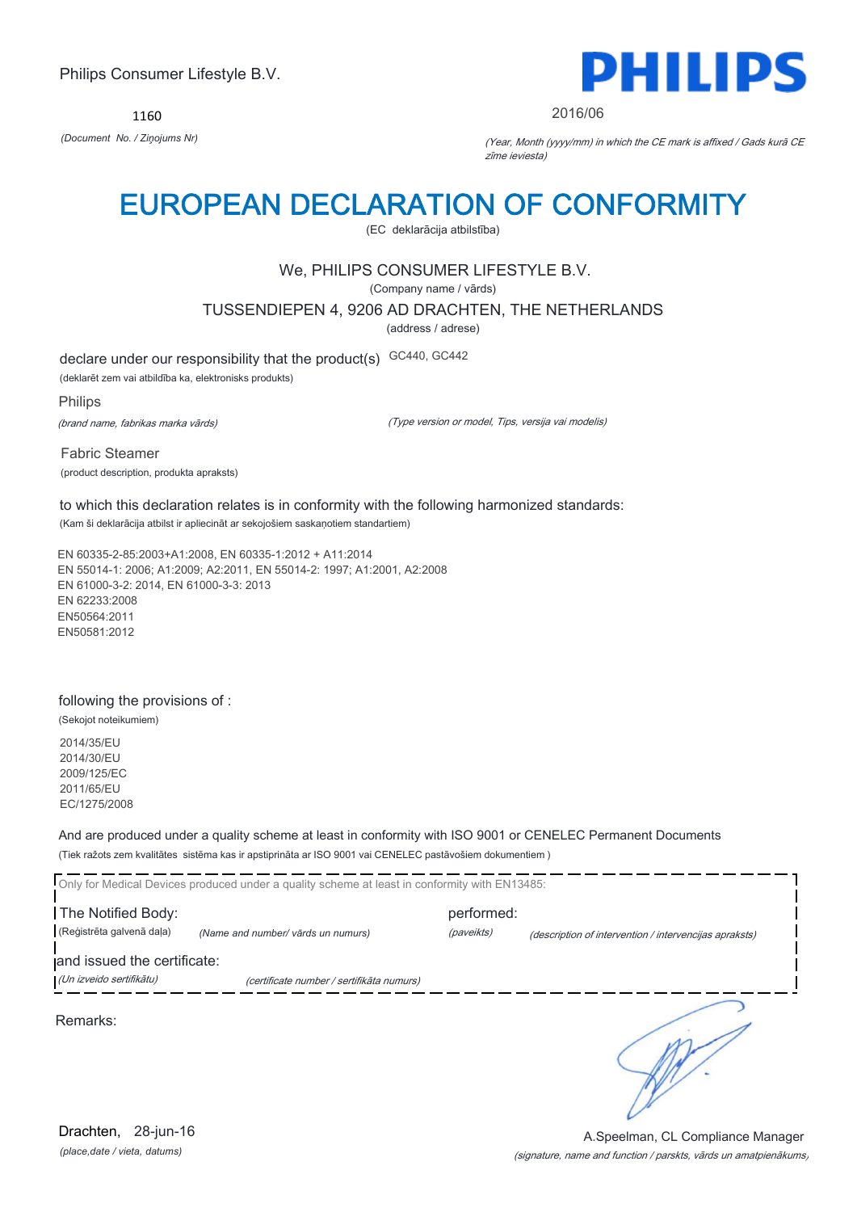Philips Consumer Lifestyle B.V.

**PHILIPS**

1160

*(Document No. / Ziņojums Nr)*

2016/06

*(Year, Month (yyyy/mm) in which the CE mark is affixed / Gads kurā CE zīme ieviesta)*

# EUROPEAN DECLARATION OF CONFORMITY

(EC deklarācija atbilstība)

We, PHILIPS CONSUMER LIFESTYLE B.V.

(Company name / vārds)

TUSSENDIEPEN 4, 9206 AD DRACHTEN, THE NETHERLANDS

(address / adrese)

declare under our responsibility that the product(s) GC440, GC442

(deklarēt zem vai atbildība ka, elektronisks produkts)

Philips

*(brand name, fabrikas marka vārds)*

*(Type version or model, Tips, versija vai modelis)*

Fabric Steamer

(product description, produkta apraksts)

to which this declaration relates is in conformity with the following harmonized standards:

(Kam ši deklarācija atbilst ir apliecināt ar sekojošiem saskaņotiem standartiem)

EN 60335-2-85:2003+A1:2008, EN 60335-1:2012 + A11:2014
EN 55014-1: 2006; A1:2009; A2:2011, EN 55014-2: 1997; A1:2001, A2:2008
EN 61000-3-2: 2014, EN 61000-3-3: 2013
EN 62233:2008
EN50564:2011
EN50581:2012

following the provisions of :

(Sekojot noteikumiem)

2014/35/EU
2014/30/EU
2009/125/EC
2011/65/EU
EC/1275/2008

And are produced under a quality scheme at least in conformity with ISO 9001 or CENELEC Permanent Documents

(Tiek ražots zem kvalitātes sistēma kas ir apstiprināta ar ISO 9001 vai CENELEC pastāvošiem dokumentiem )

Only for Medical Devices produced under a quality scheme at least in conformity with EN13485:

The Notified Body: performed:

(Reģistrēta galvenā daļa) *(Name and number/ vārds un numurs)* *(paveikts)* *(description of intervention / intervencijas apraksts)*

and issued the certificate:

*(Un izveido sertifikātu)* *(certificate number / sertifikāta numurs)*

Remarks:

Drachten, 28-jun-16

*(place,date / vieta, datums)*

A.Speelman, CL Compliance Manager

*(signature, name and function / parksts, vārds un amatpienākums)*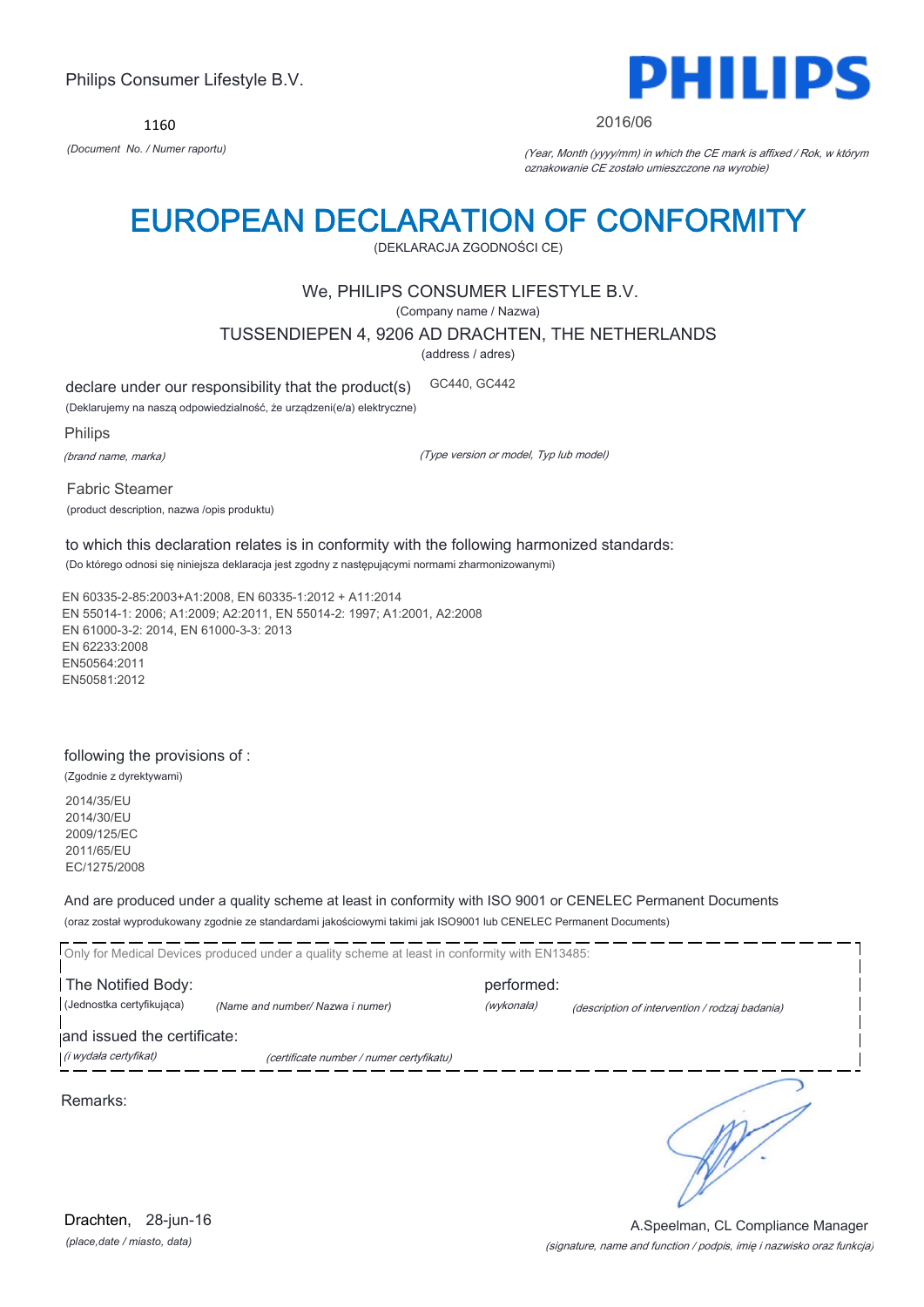Philips Consumer Lifestyle B.V.

**PHILIPS**

1160

*(Document No. / Numer raportu)*

2016/06

*(Year, Month (yyyy/mm) in which the CE mark is affixed / Rok, w którym oznakowanie CE zostało umieszczone na wyrobie)*

# EUROPEAN DECLARATION OF CONFORMITY

(DEKLARACJA ZGODNOŚCI CE)

We, PHILIPS CONSUMER LIFESTYLE B.V.

(Company name / Nazwa)

TUSSENDIEPEN 4, 9206 AD DRACHTEN, THE NETHERLANDS

(address / adres)

declare under our responsibility that the product(s) GC440, GC442

(Deklarujemy na naszą odpowiedzialność, że urządzeni(e/a) elektryczne)

Philips

*(brand name, marka)* *(Type version or model, Typ lub model)*

Fabric Steamer

(product description, nazwa /opis produktu)

to which this declaration relates is in conformity with the following harmonized standards:

(Do którego odnosi się niniejsza deklaracja jest zgodny z następującymi normami zharmonizowanymi)

EN 60335-2-85:2003+A1:2008, EN 60335-1:2012 + A11:2014
EN 55014-1: 2006; A1:2009; A2:2011, EN 55014-2: 1997; A1:2001, A2:2008
EN 61000-3-2: 2014, EN 61000-3-3: 2013
EN 62233:2008
EN50564:2011
EN50581:2012

following the provisions of :

(Zgodnie z dyrektywami)

2014/35/EU
2014/30/EU
2009/125/EC
2011/65/EU
EC/1275/2008

And are produced under a quality scheme at least in conformity with ISO 9001 or CENELEC Permanent Documents

(oraz został wyprodukowany zgodnie ze standardami jakościowymi takimi jak ISO9001 lub CENELEC Permanent Documents)

Only for Medical Devices produced under a quality scheme at least in conformity with EN13485:

The Notified Body: performed:

(Jednostka certyfikująca) *(Name and number/ Nazwa i numer)* *(wykonała)* *(description of intervention / rodzaj badania)*

and issued the certificate:

*(i wydała certyfikat)* *(certificate number / numer certyfikatu)*

Remarks:

Drachten, 28-jun-16

*(place,date / miasto, data)*

A.Speelman, CL Compliance Manager

*(signature, name and function / podpis, imię i nazwisko oraz funkcja)*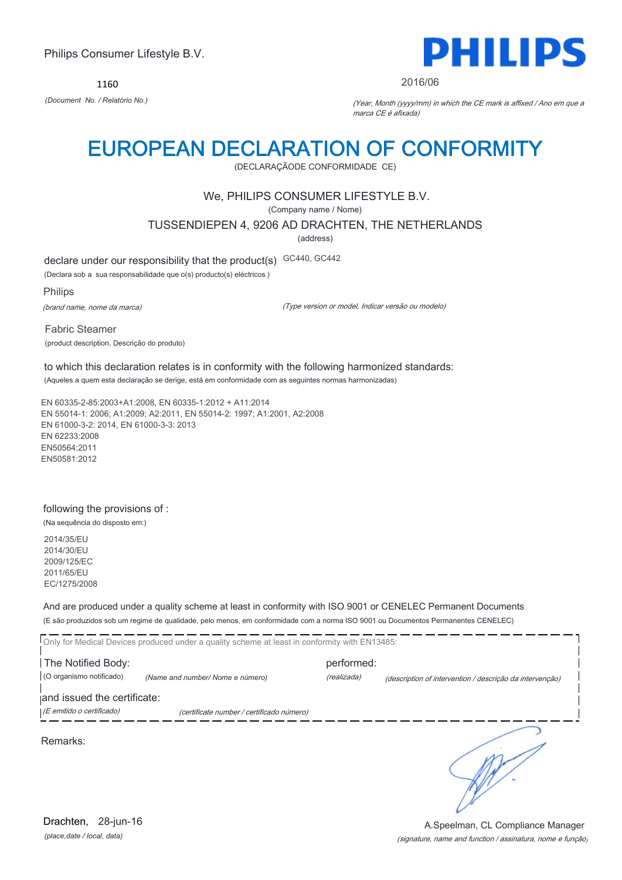Philips Consumer Lifestyle B.V.

**PHILIPS**

1160

*(Document No. / Relatório No.)*

2016/06

*(Year, Month (yyyy/mm) in which the CE mark is affixed / Ano em que a marca CE é afixada)*

# EUROPEAN DECLARATION OF CONFORMITY

(DECLARAÇÃODE CONFORMIDADE CE)

We, PHILIPS CONSUMER LIFESTYLE B.V.

(Company name / Nome)

TUSSENDIEPEN 4, 9206 AD DRACHTEN, THE NETHERLANDS

(address)

declare under our responsibility that the product(s) GC440, GC442

(Declara sob a sua responsabilidade que o(s) producto(s) eléctricos )

Philips

*(brand name, nome da marca)*

*(Type version or model, Indicar versão ou modelo)*

Fabric Steamer

(product description, Descrição do produto)

to which this declaration relates is in conformity with the following harmonized standards:

(Aqueles a quem esta declaração se derige, está em conformidade com as seguintes normas harmonizadas)

EN 60335-2-85:2003+A1:2008, EN 60335-1:2012 + A11:2014
EN 55014-1: 2006; A1:2009; A2:2011, EN 55014-2: 1997; A1:2001, A2:2008
EN 61000-3-2: 2014, EN 61000-3-3: 2013
EN 62233:2008
EN50564:2011
EN50581:2012

following the provisions of :

(Na sequência do disposto em:)

2014/35/EU
2014/30/EU
2009/125/EC
2011/65/EU
EC/1275/2008

And are produced under a quality scheme at least in conformity with ISO 9001 or CENELEC Permanent Documents

(E são produzidos sob um regime de qualidade, pelo menos, em conformidade com a norma ISO 9001 ou Documentos Permanentes CENELEC)

Only for Medical Devices produced under a quality scheme at least in conformity with EN13485:

The Notified Body: performed:

(O organismo notificado) *(Name and number/ Nome e número)* *(realizada)* *(description of intervention / descrição da intervenção)*

and issued the certificate:

*(E emitido o certificado)* *(certificate number / certificado número)*

Remarks:

Drachten, 28-jun-16

*(place,date / local, data)*

A.Speelman, CL Compliance Manager

*(signature, name and function / assinatura, nome e função)*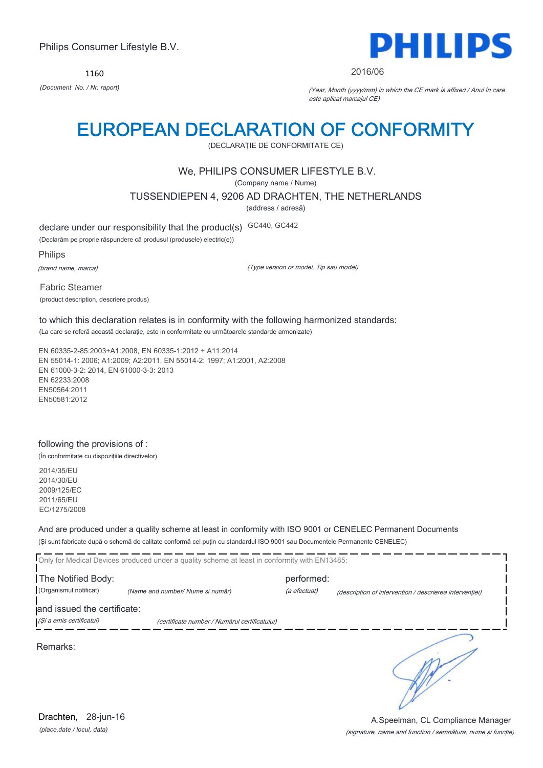Philips Consumer Lifestyle B.V.

**PHILIPS**

1160

*(Document No. / Nr. raport)*

2016/06

*(Year, Month (yyyy/mm) in which the CE mark is affixed / Anul în care este aplicat marcajul CE)*

# EUROPEAN DECLARATION OF CONFORMITY

(DECLARAȚIE DE CONFORMITATE CE)

We, PHILIPS CONSUMER LIFESTYLE B.V.

(Company name / Nume)

TUSSENDIEPEN 4, 9206 AD DRACHTEN, THE NETHERLANDS

(address / adresă)

declare under our responsibility that the product(s) GC440, GC442

(Declarăm pe propria răspundere că produsul (produsele) electric(e))

Philips

*(brand name, marca)*

*(Type version or model, Tip sau model)*

Fabric Steamer

(product description, descriere produs)

to which this declaration relates is in conformity with the following harmonized standards:

(La care se referă această declarație, este in conformitate cu următoarele standarde armonizate)

EN 60335-2-85:2003+A1:2008, EN 60335-1:2012 + A11:2014
EN 55014-1: 2006; A1:2009; A2:2011, EN 55014-2: 1997; A1:2001, A2:2008
EN 61000-3-2: 2014, EN 61000-3-3: 2013
EN 62233:2008
EN50564:2011
EN50581:2012

following the provisions of :

(În conformitate cu dispozițiile directivelor)

2014/35/EU
2014/30/EU
2009/125/EC
2011/65/EU
EC/1275/2008

And are produced under a quality scheme at least in conformity with ISO 9001 or CENELEC Permanent Documents

(Și sunt fabricate după o schemă de calitate conformă cel puțin cu standardul ISO 9001 sau Documentele Permanente CENELEC)

Only for Medical Devices produced under a quality scheme at least in conformity with EN13485:

The Notified Body: (Organismul notificat) *(Name and number/ Nume si număr)* performed: *(a efectuat)* *(description of intervention / descrierea intervenției)*

and issued the certificate: *(Și a emis certificatul)* *(certificate number / Numărul certificatului)*

Remarks:

Drachten, 28-jun-16

*(place,date / locul, data)*

A.Speelman, CL Compliance Manager

*(signature, name and function / semnătura, nume și funcție)*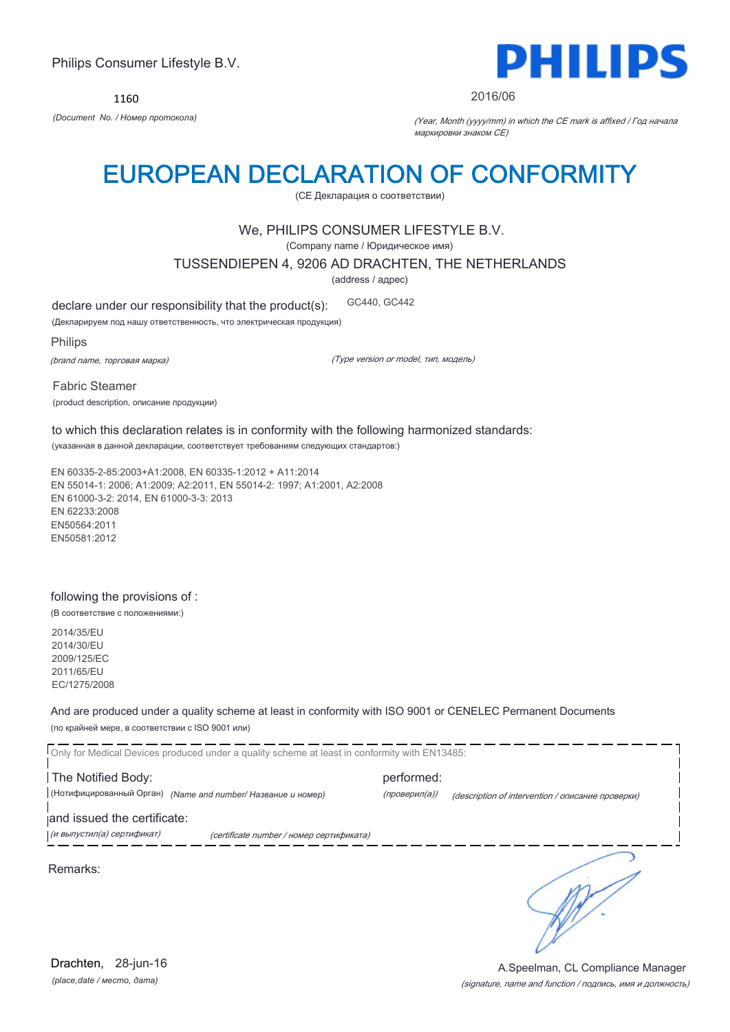Philips Consumer Lifestyle B.V.

1160

*(Document No. / Номер протокола)*

PHILIPS

2016/06

*(Year, Month (yyyy/mm) in which the CE mark is affixed / Год начала маркировки знаком CE)*

# EUROPEAN DECLARATION OF CONFORMITY

(CE Декларация о соответствии)

We, PHILIPS CONSUMER LIFESTYLE B.V.

(Company name / Юридическое имя)

TUSSENDIEPEN 4, 9206 AD DRACHTEN, THE NETHERLANDS

(address / адрес)

declare under our responsibility that the product(s): GC440, GC442

(Декларируем под нашу ответственность, что электрическая продукция)

Philips

*(brand name, торговая марка)* *(Type version or model, тип, модель)*

Fabric Steamer

(product description, описание продукции)

to which this declaration relates is in conformity with the following harmonized standards:

(указанная в данной декларации, соответствует требованиям следующих стандартов:)

EN 60335-2-85:2003+A1:2008, EN 60335-1:2012 + A11:2014
EN 55014-1: 2006; A1:2009; A2:2011, EN 55014-2: 1997; A1:2001, A2:2008
EN 61000-3-2: 2014, EN 61000-3-3: 2013
EN 62233:2008
EN50564:2011
EN50581:2012

following the provisions of :

(В соответствие с положениями:)

2014/35/EU
2014/30/EU
2009/125/EC
2011/65/EU
EC/1275/2008

And are produced under a quality scheme at least in conformity with ISO 9001 or CENELEC Permanent Documents

(по крайней мере, в соответствии с ISO 9001 или)

Only for Medical Devices produced under a quality scheme at least in conformity with EN13485:

The Notified Body: performed:

(Нотифицированный Орган) *(Name and number/ Название и номер)* *(проверил(а))* *(description of intervention / описание проверки)*

and issued the certificate:

*(и выпустил(а) сертификат)* *(certificate number / номер сертификата)*

Remarks:

Drachten, 28-jun-16

*(place,date / место, дата)*

A.Speelman, CL Compliance Manager

*(signature, name and function / подпись, имя и должность)*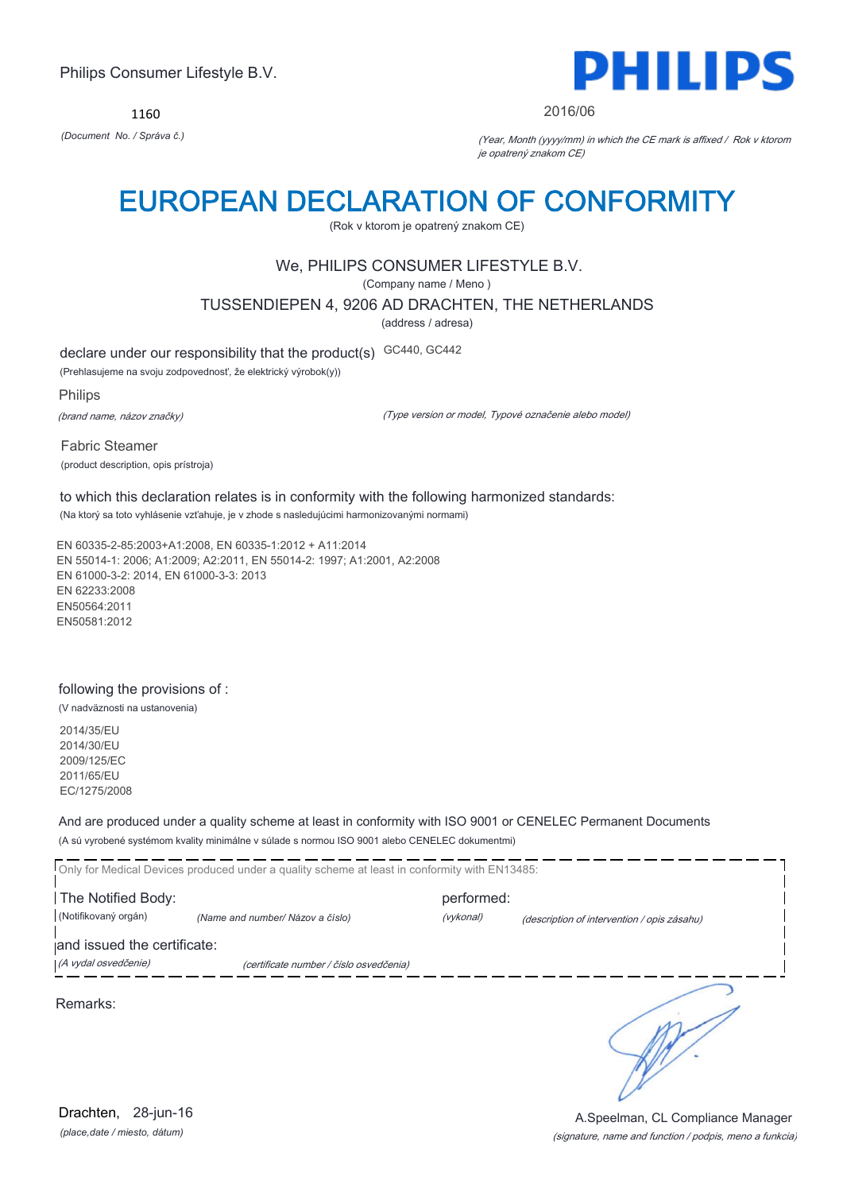Philips Consumer Lifestyle B.V.

**PHILIPS**

1160

*(Document No. / Správa č.)*

2016/06

*(Year, Month (yyyy/mm) in which the CE mark is affixed / Rok v ktorom je opatrený znakom CE)*

# EUROPEAN DECLARATION OF CONFORMITY

(Rok v ktorom je opatrený znakom CE)

We, PHILIPS CONSUMER LIFESTYLE B.V.

(Company name / Meno )

TUSSENDIEPEN 4, 9206 AD DRACHTEN, THE NETHERLANDS

(address / adresa)

declare under our responsibility that the product(s) GC440, GC442

(Prehlasujeme na svoju zodpovednosť, že elektrický výrobok(y))

Philips

*(brand name, názov značky)*

*(Type version or model, Typové označenie alebo model)*

Fabric Steamer

(product description, opis prístroja)

to which this declaration relates is in conformity with the following harmonized standards:

(Na ktorý sa toto vyhlásenie vzťahuje, je v zhode s nasledujúcimi harmonizovanými normami)

EN 60335-2-85:2003+A1:2008, EN 60335-1:2012 + A11:2014
EN 55014-1: 2006; A1:2009; A2:2011, EN 55014-2: 1997; A1:2001, A2:2008
EN 61000-3-2: 2014, EN 61000-3-3: 2013
EN 62233:2008
EN50564:2011
EN50581:2012

following the provisions of :

(V nadväznosti na ustanovenia)

2014/35/EU
2014/30/EU
2009/125/EC
2011/65/EU
EC/1275/2008

And are produced under a quality scheme at least in conformity with ISO 9001 or CENELEC Permanent Documents

(A sú vyrobené systémom kvality minimálne v súlade s normou ISO 9001 alebo CENELEC dokumentmi)

Only for Medical Devices produced under a quality scheme at least in conformity with EN13485:

The Notified Body: performed:

(Notifikovaný orgán) *(Name and number/ Názov a číslo)* *(vykonal)* *(description of intervention / opis zásahu)*

and issued the certificate:

*(A vydal osvedčenie)* *(certificate number / číslo osvedčenia)*

Remarks:

Drachten, 28-jun-16

*(place,date / miesto, dátum)*

A.Speelman, CL Compliance Manager

*(signature, name and function / podpis, meno a funkcia)*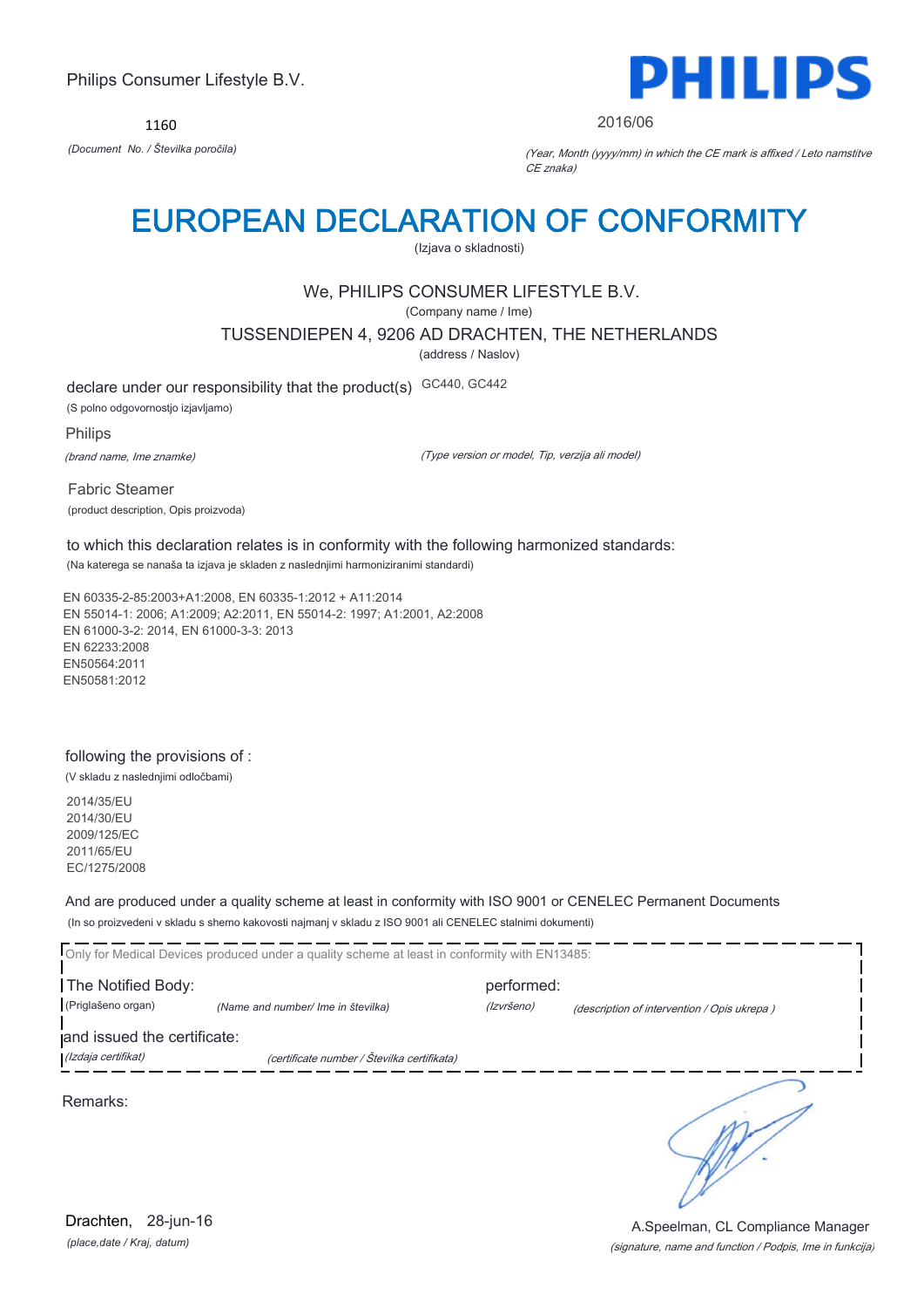Philips Consumer Lifestyle B.V.

**PHILIPS**

1160

*(Document No. / Številka poročila)*

2016/06

*(Year, Month (yyyy/mm) in which the CE mark is affixed / Leto namstitve CE znaka)*

# EUROPEAN DECLARATION OF CONFORMITY

(Izjava o skladnosti)

We, PHILIPS CONSUMER LIFESTYLE B.V.

(Company name / Ime)

TUSSENDIEPEN 4, 9206 AD DRACHTEN, THE NETHERLANDS

(address / Naslov)

declare under our responsibility that the product(s) GC440, GC442

(S polno odgovornostjo izjavljamo)

Philips

*(brand name, Ime znamke)*

*(Type version or model, Tip, verzija ali model)*

Fabric Steamer

(product description, Opis proizvoda)

to which this declaration relates is in conformity with the following harmonized standards:

(Na katerega se nanaša ta izjava je skladen z naslednjimi harmoniziranimi standardi)

EN 60335-2-85:2003+A1:2008, EN 60335-1:2012 + A11:2014
EN 55014-1: 2006; A1:2009; A2:2011, EN 55014-2: 1997; A1:2001, A2:2008
EN 61000-3-2: 2014, EN 61000-3-3: 2013
EN 62233:2008
EN50564:2011
EN50581:2012

following the provisions of :

(V skladu z naslednjimi odločbami)

2014/35/EU
2014/30/EU
2009/125/EC
2011/65/EU
EC/1275/2008

And are produced under a quality scheme at least in conformity with ISO 9001 or CENELEC Permanent Documents

(In so proizvedeni v skladu s shemo kakovosti najmanj v skladu z ISO 9001 ali CENELEC stalnimi dokumenti)

Only for Medical Devices produced under a quality scheme at least in conformity with EN13485:

The Notified Body: performed:

(Priglašeno organ) *(Name and number/ Ime in številka)* *(Izvršeno)* *(description of intervention / Opis ukrepa )*

and issued the certificate:

*(Izdaja certifikat)* *(certificate number / Številka certifikata)*

Remarks:

Drachten, 28-jun-16

*(place,date / Kraj, datum)*

A.Speelman, CL Compliance Manager

*(signature, name and function / Podpis, Ime in funkcija)*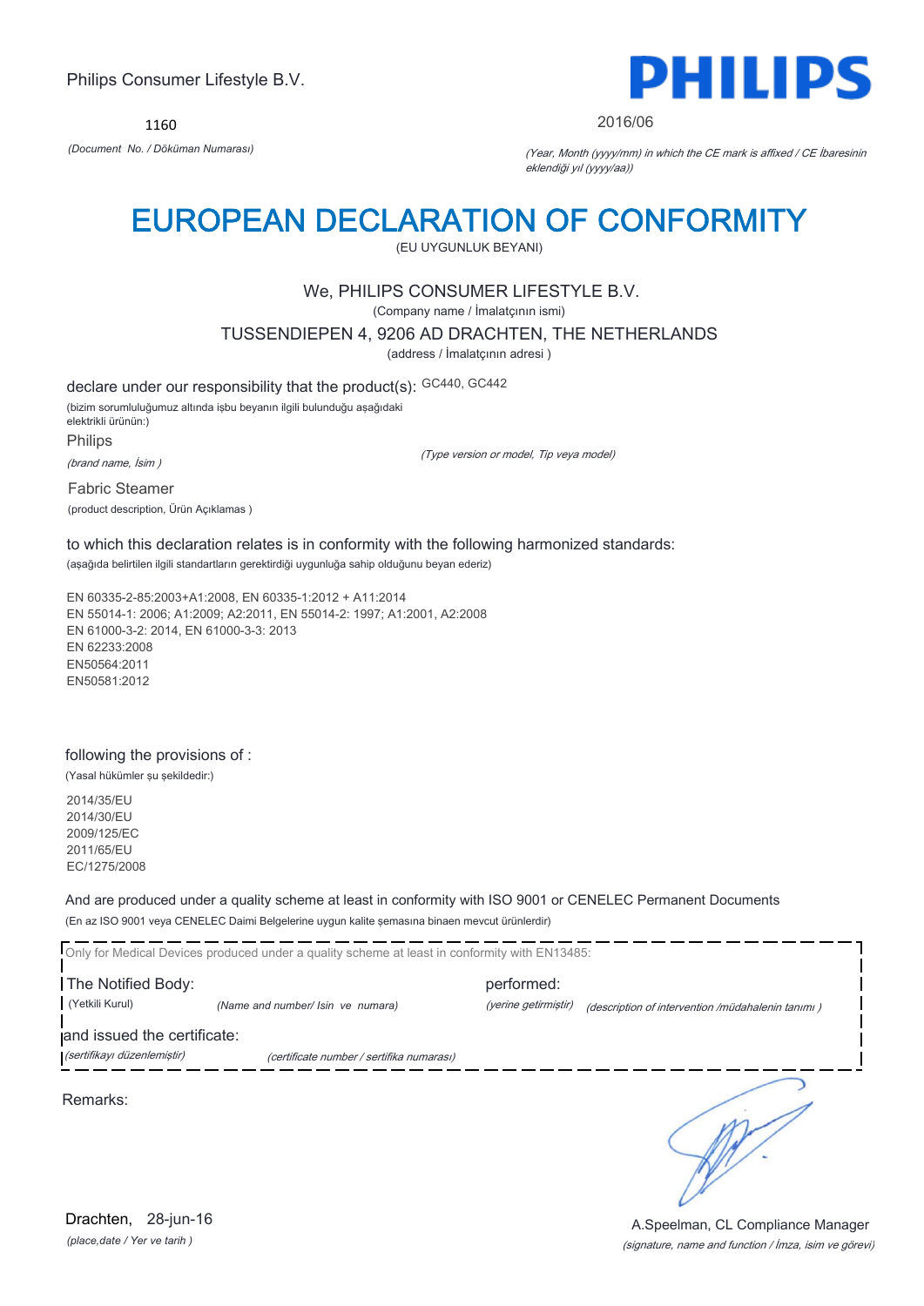Philips Consumer Lifestyle B.V.

1160

*(Document No. / Döküman Numarası)*

**PHILIPS**

2016/06

*(Year, Month (yyyy/mm) in which the CE mark is affixed / CE İbaresinin eklendiği yıl (yyyy/aa))*

# EUROPEAN DECLARATION OF CONFORMITY

(EU UYGUNLUK BEYANI)

We, PHILIPS CONSUMER LIFESTYLE B.V.

(Company name / İmalatçının ismi)

TUSSENDIEPEN 4, 9206 AD DRACHTEN, THE NETHERLANDS

(address / İmalatçının adresi )

declare under our responsibility that the product(s): GC440, GC442

(bizim sorumluluğumuz altında işbu beyanın ilgili bulunduğu aşağıdaki elektrikli ürünün:)

Philips

*(brand name, İsim )*

*(Type version or model, Tip veya model)*

Fabric Steamer

(product description, Ürün Açıklamas )

to which this declaration relates is in conformity with the following harmonized standards:

(aşağıda belirtilen ilgili standartların gerektirdiği uygunluğa sahip olduğunu beyan ederiz)

EN 60335-2-85:2003+A1:2008, EN 60335-1:2012 + A11:2014
EN 55014-1: 2006; A1:2009; A2:2011, EN 55014-2: 1997; A1:2001, A2:2008
EN 61000-3-2: 2014, EN 61000-3-3: 2013
EN 62233:2008
EN50564:2011
EN50581:2012

following the provisions of :

(Yasal hükümler şu şekildedir:)

2014/35/EU
2014/30/EU
2009/125/EC
2011/65/EU
EC/1275/2008

And are produced under a quality scheme at least in conformity with ISO 9001 or CENELEC Permanent Documents

(En az ISO 9001 veya CENELEC Daimi Belgelerine uygun kalite şemasına binaen mevcut ürünlerdir)

Only for Medical Devices produced under a quality scheme at least in conformity with EN13485:

The Notified Body: performed:

(Yetkili Kurul) *(Name and number/ Isin ve numara)* *(yerine getirmiştir)* *(description of intervention /müdahalenin tanımı )*

and issued the certificate:

*(sertifikayı düzenlemiştir)* *(certificate number / sertifika numarası)*

Remarks:

Drachten, 28-jun-16

*(place,date / Yer ve tarih )*

A.Speelman, CL Compliance Manager

*(signature, name and function / İmza, isim ve görevi)*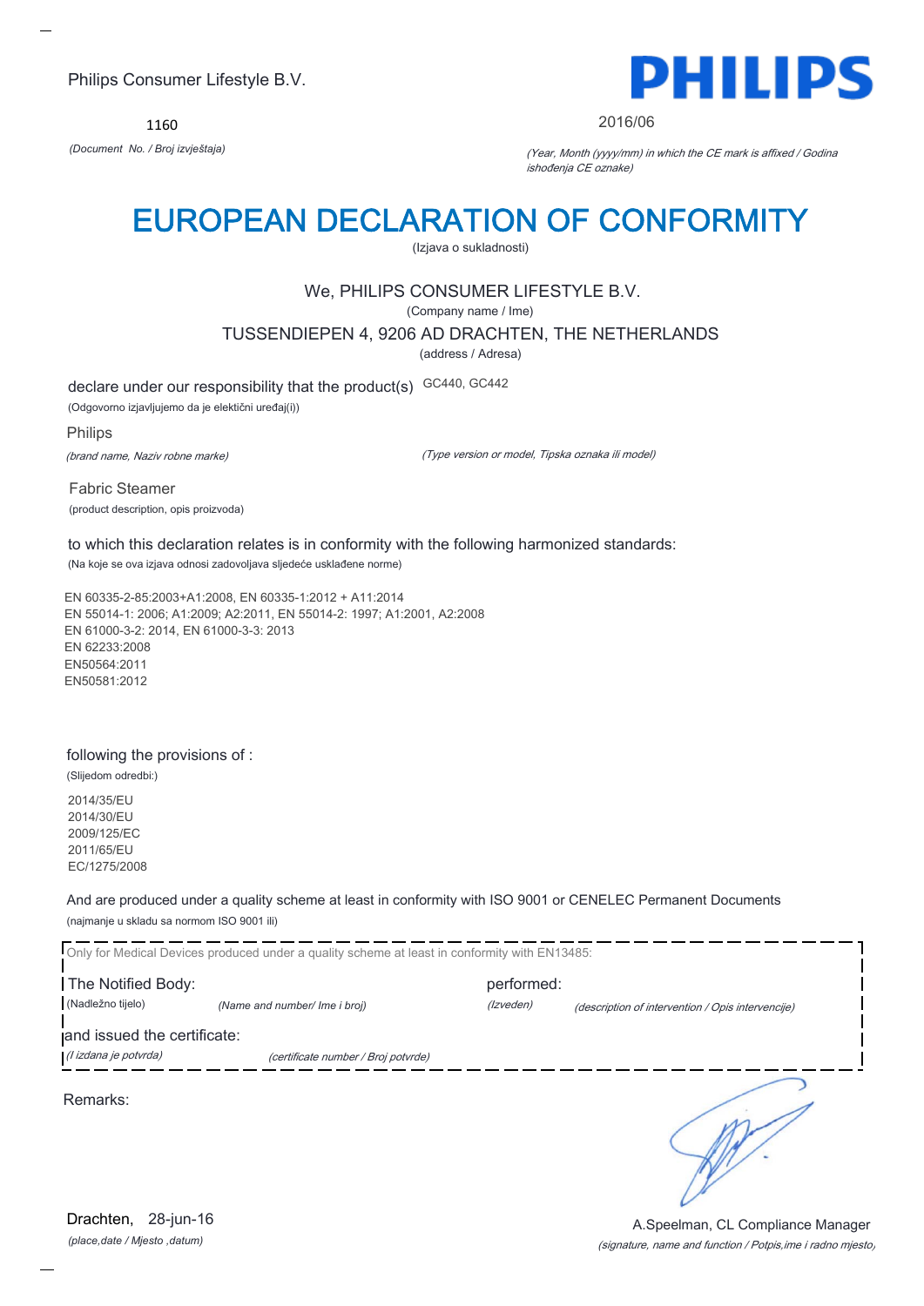Philips Consumer Lifestyle B.V.

1160

*(Document No. / Broj izvještaja)*

2016/06

*(Year, Month (yyyy/mm) in which the CE mark is affixed / Godina ishođenja CE oznake)*

# EUROPEAN DECLARATION OF CONFORMITY

(Izjava o sukladnosti)

We, PHILIPS CONSUMER LIFESTYLE B.V.

(Company name / Ime)

TUSSENDIEPEN 4, 9206 AD DRACHTEN, THE NETHERLANDS

(address / Adresa)

declare under our responsibility that the product(s) GC440, GC442

(Odgovorno izjavljujemo da je električni uređaj(i))

Philips

*(brand name, Naziv robne marke)* *(Type version or model, Tipska oznaka ili model)*

Fabric Steamer

(product description, opis proizvoda)

to which this declaration relates is in conformity with the following harmonized standards:

(Na koje se ova izjava odnosi zadovoljava sljedeće usklađene norme)

EN 60335-2-85:2003+A1:2008, EN 60335-1:2012 + A11:2014
EN 55014-1: 2006; A1:2009; A2:2011, EN 55014-2: 1997; A1:2001, A2:2008
EN 61000-3-2: 2014, EN 61000-3-3: 2013
EN 62233:2008
EN50564:2011
EN50581:2012

following the provisions of :

(Slijedom odredbi:)

2014/35/EU
2014/30/EU
2009/125/EC
2011/65/EU
EC/1275/2008

And are produced under a quality scheme at least in conformity with ISO 9001 or CENELEC Permanent Documents

(najmanje u skladu sa normom ISO 9001 ili)

Only for Medical Devices produced under a quality scheme at least in conformity with EN13485:

The Notified Body: performed:

(Nadležno tijelo) *(Name and number/ Ime i broj)* *(Izveden)* *(description of intervention / Opis intervencije)*

and issued the certificate:

*(I izdana je potvrda)* *(certificate number / Broj potvrde)*

Remarks:

Drachten, 28-jun-16

*(place,date / Mjesto ,datum)*

A.Speelman, CL Compliance Manager

*(signature, name and function / Potpis,ime i radno mjesto)*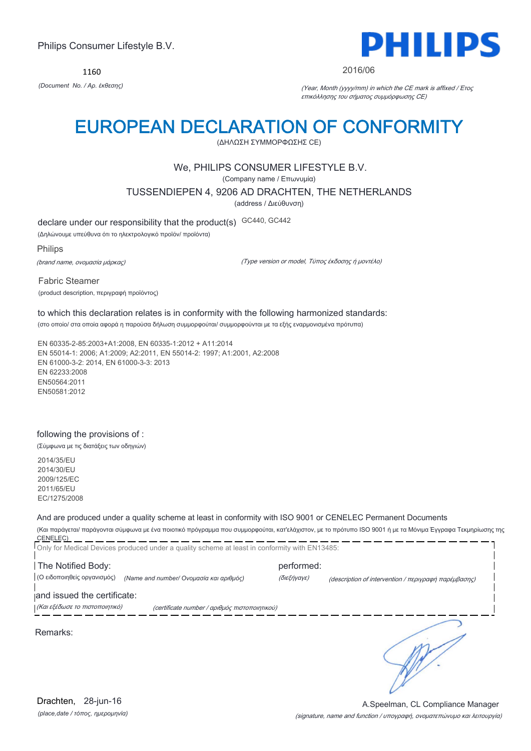Philips Consumer Lifestyle B.V.

**PHILIPS**

1160

*(Document No. / Αρ. έκθεσης)*

2016/06

*(Year, Month (yyyy/mm) in which the CE mark is affixed / Έτος επικόλλησης του σήματος συμμόρφωσης CE)*

# EUROPEAN DECLARATION OF CONFORMITY

(ΔΗΛΩΣΗ ΣΥΜΜΟΡΦΩΣΗΣ CE)

We, PHILIPS CONSUMER LIFESTYLE B.V.

(Company name / Επωνυμία)

TUSSENDIEPEN 4, 9206 AD DRACHTEN, THE NETHERLANDS

(address / Διεύθυνση)

declare under our responsibility that the product(s) GC440, GC442

(Δηλώνουμε υπεύθυνα ότι το ηλεκτρολογικό προϊόν/ προϊόντα)

Philips

*(brand name, ονομασία μάρκας)*

*(Type version or model, Τύπος έκδοσης ή μοντέλο)*

Fabric Steamer

(product description, περιγραφή προϊόντος)

to which this declaration relates is in conformity with the following harmonized standards:

(στο οποίο/ στα οποία αφορά η παρούσα δήλωση συμμορφούται/ συμμορφούνται με τα εξής εναρμονισμένα πρότυπα)

EN 60335-2-85:2003+A1:2008, EN 60335-1:2012 + A11:2014
EN 55014-1: 2006; A1:2009; A2:2011, EN 55014-2: 1997; A1:2001, A2:2008
EN 61000-3-2: 2014, EN 61000-3-3: 2013
EN 62233:2008
EN50564:2011
EN50581:2012

following the provisions of :

(Σύμφωνα με τις διατάξεις των οδηγιών)

2014/35/EU
2014/30/EU
2009/125/EC
2011/65/EU
EC/1275/2008

And are produced under a quality scheme at least in conformity with ISO 9001 or CENELEC Permanent Documents

(Και παράγεται/ παράγονται σύμφωνα με ένα ποιοτικό πρόγραμμα που συμμορφούται, κατ'ελάχιστον, με το πρότυπο ISO 9001 ή με τα Μόνιμα Έγγραφα Τεκμηρίωσης της CENELEC)

Only for Medical Devices produced under a quality scheme at least in conformity with EN13485:

The Notified Body: performed:

(Ο ειδοποιηθείς οργανισμός) *(Name and number/ Ονομασία και αριθμός)* *(διεξήγαγε)* *(description of intervention / περιγραφή παρέμβασης)*

and issued the certificate:

*(Και εξέδωσε το πιστοποιητικό)* *(certificate number / αριθμός πιστοποιητικού)*

Remarks:

Drachten, 28-jun-16

*(place,date / τόπος, ημερομηνία)*

A.Speelman, CL Compliance Manager

*(signature, name and function / υπογραφή, ονοματεπώνυμο και λειτουργία)*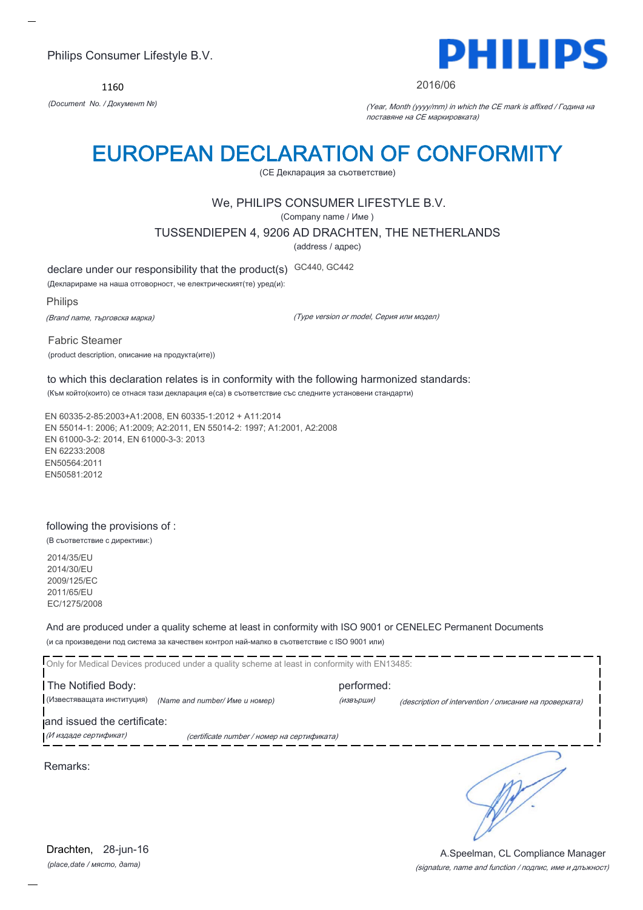Philips Consumer Lifestyle B.V.

**PHILIPS**

1160

*(Document No. / Документ №)*

2016/06

*(Year, Month (yyyy/mm) in which the CE mark is affixed / Година на поставяне на CE маркировката)*

# EUROPEAN DECLARATION OF CONFORMITY

(CE Декларация за съответствие)

We, PHILIPS CONSUMER LIFESTYLE B.V.

(Company name / Име )

TUSSENDIEPEN 4, 9206 AD DRACHTEN, THE NETHERLANDS

(address / адрес)

declare under our responsibility that the product(s) GC440, GC442

(Декларираме на наша отговорност, че електрическият(те) уред(и):

Philips

*(Brand name, търговска марка)*

*(Type version or model, Серия или модел)*

Fabric Steamer

(product description, описание на продукта(ите))

to which this declaration relates is in conformity with the following harmonized standards:

(Към който(които) се отнася тази декларация е(са) в съответствие със следните установени стандарти)

EN 60335-2-85:2003+A1:2008, EN 60335-1:2012 + A11:2014
EN 55014-1: 2006; A1:2009; A2:2011, EN 55014-2: 1997; A1:2001, A2:2008
EN 61000-3-2: 2014, EN 61000-3-3: 2013
EN 62233:2008
EN50564:2011
EN50581:2012

following the provisions of :

(В съответствие с директиви:)

2014/35/EU
2014/30/EU
2009/125/EC
2011/65/EU
EC/1275/2008

And are produced under a quality scheme at least in conformity with ISO 9001 or CENELEC Permanent Documents

(и са произведени под система за качествен контрол най-малко в съответствие с ISO 9001 или)

Only for Medical Devices produced under a quality scheme at least in conformity with EN13485:

The Notified Body: (Известяващата институция) *(Name and number/ Име и номер)*

performed: *(извърши)* *(description of intervention / описание на проверката)*

and issued the certificate: *(И издаде сертификат)* *(certificate number / номер на сертификата)*

Remarks:

Drachten, 28-jun-16

*(place,date / място, дата)*

A.Speelman, CL Compliance Manager

*(signature, name and function / подпис, име и длъжност)*